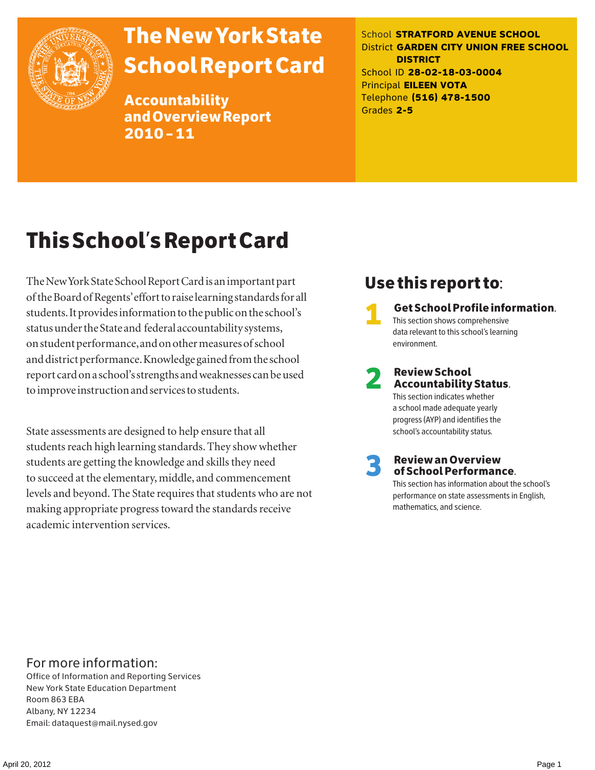# The New York State School Report Card

**Accountability and Overview Report 2010 – 11**

School **STRATFORD AVENUE SCHOOL**
District **GARDEN CITY UNION FREE SCHOOL DISTRICT**
School ID **28-02-18-03-0004**
Principal **EILEEN VOTA**
Telephone **(516) 478-1500**
Grades **2-5**

## This School's Report Card

The New York State School Report Card is an important part of the Board of Regents' effort to raise learning standards for all students. It provides information to the public on the school's status under the State and federal accountability systems, on student performance, and on other measures of school and district performance. Knowledge gained from the school report card on a school's strengths and weaknesses can be used to improve instruction and services to students.

State assessments are designed to help ensure that all students reach high learning standards. They show whether students are getting the knowledge and skills they need to succeed at the elementary, middle, and commencement levels and beyond. The State requires that students who are not making appropriate progress toward the standards receive academic intervention services.

### Use this report to:

1. **Get School Profile information.** This section shows comprehensive data relevant to this school's learning environment.
2. **Review School Accountability Status.** This section indicates whether a school made adequate yearly progress (AYP) and identifies the school's accountability status.
3. **Review an Overview of School Performance.** This section has information about the school's performance on state assessments in English, mathematics, and science.

For more information:
Office of Information and Reporting Services
New York State Education Department
Room 863 EBA
Albany, NY 12234
Email: dataquest@mail.nysed.gov

April 20, 2012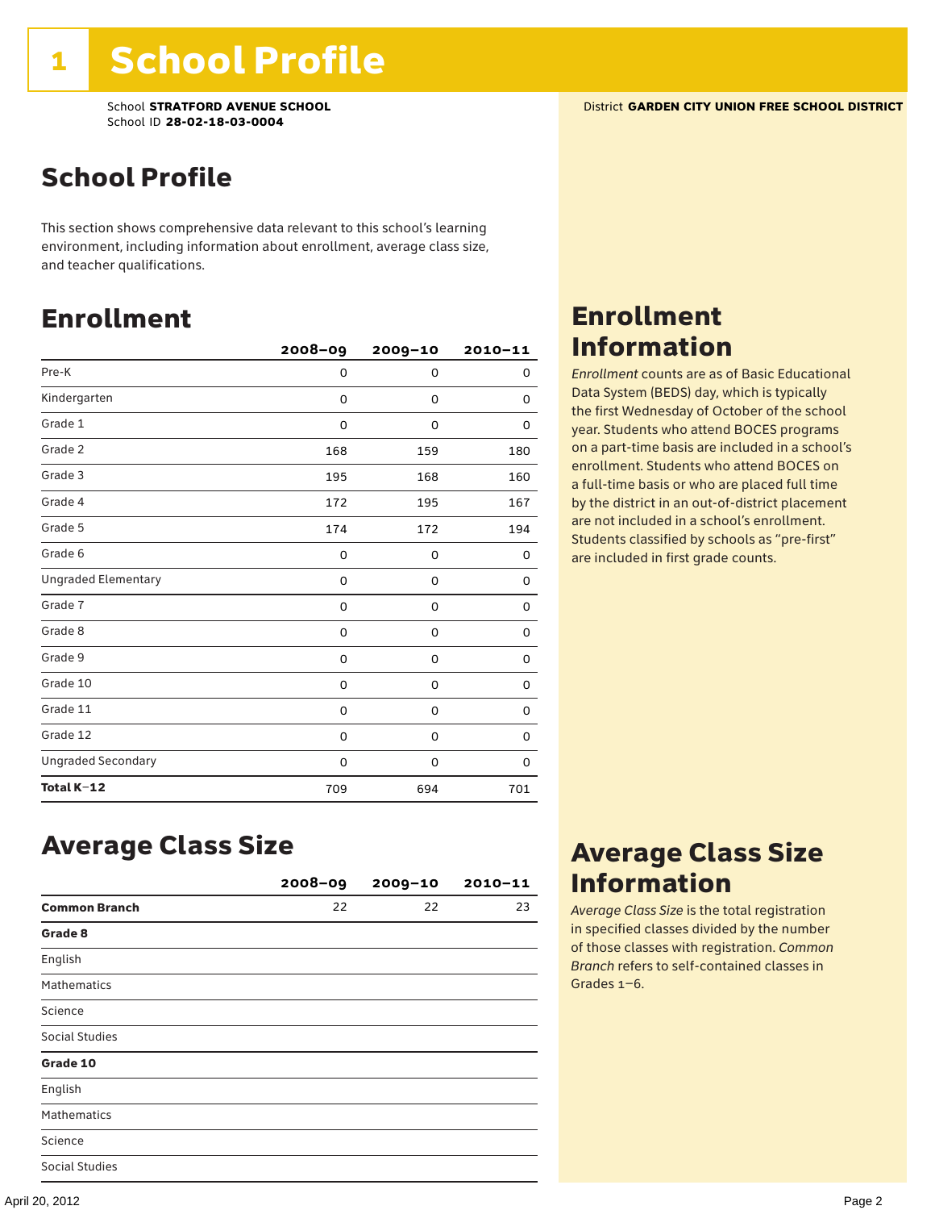# 1 School Profile

School **STRATFORD AVENUE SCHOOL**
School ID **28-02-18-03-0004**

District **GARDEN CITY UNION FREE SCHOOL DISTRICT**

## School Profile

This section shows comprehensive data relevant to this school's learning environment, including information about enrollment, average class size, and teacher qualifications.

## Enrollment

| | 2008–09 | 2009–10 | 2010–11 |
|---|---|---|---|
| Pre-K | 0 | 0 | 0 |
| Kindergarten | 0 | 0 | 0 |
| Grade 1 | 0 | 0 | 0 |
| Grade 2 | 168 | 159 | 180 |
| Grade 3 | 195 | 168 | 160 |
| Grade 4 | 172 | 195 | 167 |
| Grade 5 | 174 | 172 | 194 |
| Grade 6 | 0 | 0 | 0 |
| Ungraded Elementary | 0 | 0 | 0 |
| Grade 7 | 0 | 0 | 0 |
| Grade 8 | 0 | 0 | 0 |
| Grade 9 | 0 | 0 | 0 |
| Grade 10 | 0 | 0 | 0 |
| Grade 11 | 0 | 0 | 0 |
| Grade 12 | 0 | 0 | 0 |
| Ungraded Secondary | 0 | 0 | 0 |
| **Total K–12** | 709 | 694 | 701 |

## Enrollment Information

*Enrollment* counts are as of Basic Educational Data System (BEDS) day, which is typically the first Wednesday of October of the school year. Students who attend BOCES programs on a part-time basis are included in a school's enrollment. Students who attend BOCES on a full-time basis or who are placed full time by the district in an out-of-district placement are not included in a school's enrollment. Students classified by schools as "pre-first" are included in first grade counts.

## Average Class Size

| | 2008–09 | 2009–10 | 2010–11 |
|---|---|---|---|
| **Common Branch** | 22 | 22 | 23 |
| **Grade 8** | | | |
| English | | | |
| Mathematics | | | |
| Science | | | |
| Social Studies | | | |
| **Grade 10** | | | |
| English | | | |
| Mathematics | | | |
| Science | | | |
| Social Studies | | | |

## Average Class Size Information

*Average Class Size* is the total registration in specified classes divided by the number of those classes with registration. *Common Branch* refers to self-contained classes in Grades 1–6.

April 20, 2012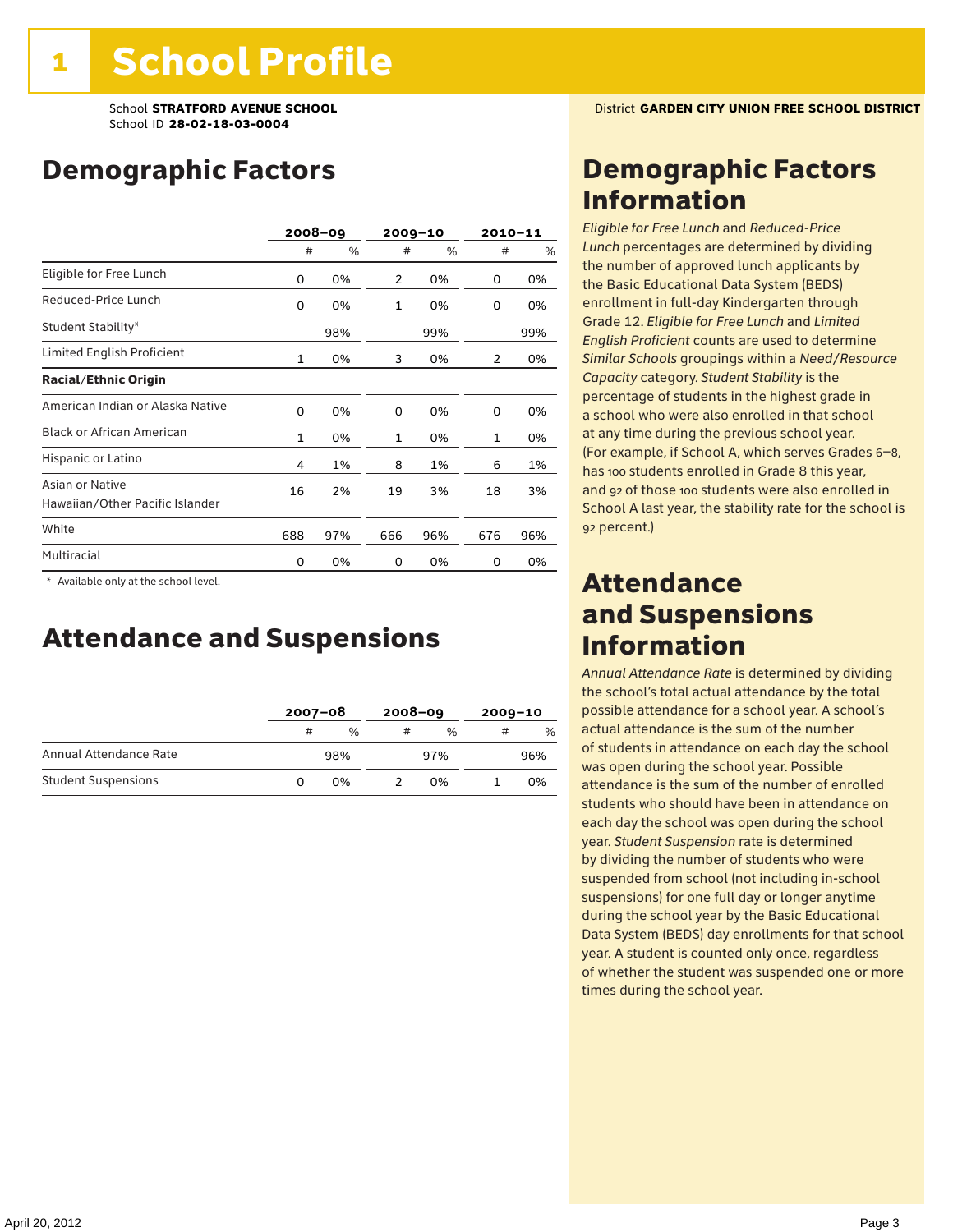# 1 School Profile

School **STRATFORD AVENUE SCHOOL**
School ID **28-02-18-03-0004**

District **GARDEN CITY UNION FREE SCHOOL DISTRICT**

## Demographic Factors

| | 2008–09 | | 2009–10 | | 2010–11 | |
|---|---|---|---|---|---|---|
| | # | % | # | % | # | % |
| Eligible for Free Lunch | 0 | 0% | 2 | 0% | 0 | 0% |
| Reduced-Price Lunch | 0 | 0% | 1 | 0% | 0 | 0% |
| Student Stability* | | 98% | | 99% | | 99% |
| Limited English Proficient | 1 | 0% | 3 | 0% | 2 | 0% |
| **Racial/Ethnic Origin** | | | | | | |
| American Indian or Alaska Native | 0 | 0% | 0 | 0% | 0 | 0% |
| Black or African American | 1 | 0% | 1 | 0% | 1 | 0% |
| Hispanic or Latino | 4 | 1% | 8 | 1% | 6 | 1% |
| Asian or Native Hawaiian/Other Pacific Islander | 16 | 2% | 19 | 3% | 18 | 3% |
| White | 688 | 97% | 666 | 96% | 676 | 96% |
| Multiracial | 0 | 0% | 0 | 0% | 0 | 0% |

\* Available only at the school level.

## Attendance and Suspensions

| | 2007–08 | | 2008–09 | | 2009–10 | |
|---|---|---|---|---|---|---|
| | # | % | # | % | # | % |
| Annual Attendance Rate | | 98% | | 97% | | 96% |
| Student Suspensions | 0 | 0% | 2 | 0% | 1 | 0% |

## Demographic Factors Information

*Eligible for Free Lunch* and *Reduced-Price Lunch* percentages are determined by dividing the number of approved lunch applicants by the Basic Educational Data System (BEDS) enrollment in full-day Kindergarten through Grade 12. *Eligible for Free Lunch* and *Limited English Proficient* counts are used to determine *Similar Schools* groupings within a *Need/Resource Capacity* category. *Student Stability* is the percentage of students in the highest grade in a school who were also enrolled in that school at any time during the previous school year. (For example, if School A, which serves Grades 6–8, has 100 students enrolled in Grade 8 this year, and 92 of those 100 students were also enrolled in School A last year, the stability rate for the school is 92 percent.)

## Attendance and Suspensions Information

*Annual Attendance Rate* is determined by dividing the school's total actual attendance by the total possible attendance for a school year. A school's actual attendance is the sum of the number of students in attendance on each day the school was open during the school year. Possible attendance is the sum of the number of enrolled students who should have been in attendance on each day the school was open during the school year. *Student Suspension* rate is determined by dividing the number of students who were suspended from school (not including in-school suspensions) for one full day or longer anytime during the school year by the Basic Educational Data System (BEDS) day enrollments for that school year. A student is counted only once, regardless of whether the student was suspended one or more times during the school year.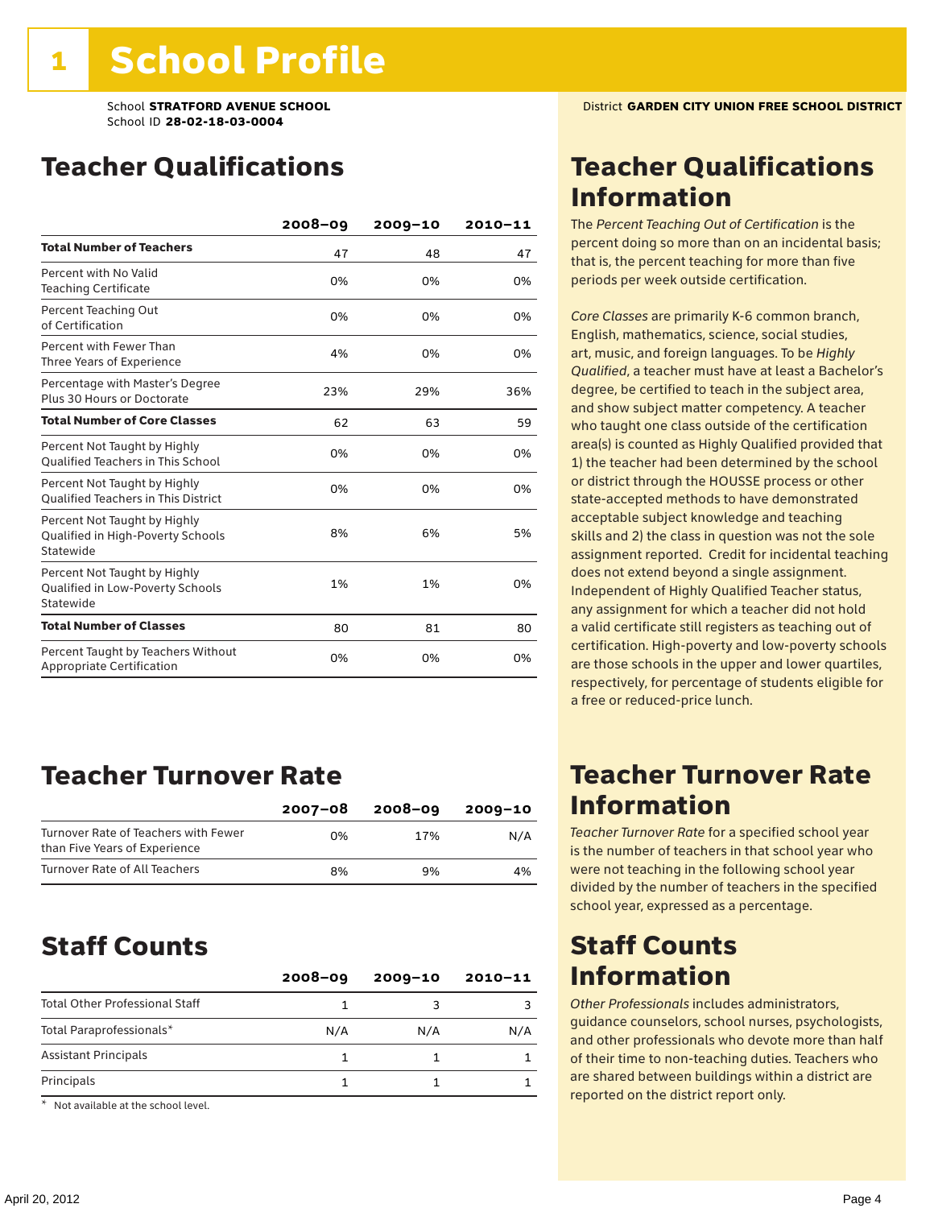# 1 School Profile

School **STRATFORD AVENUE SCHOOL**
School ID **28-02-18-03-0004**

District **GARDEN CITY UNION FREE SCHOOL DISTRICT**

## Teacher Qualifications

| | 2008–09 | 2009–10 | 2010–11 |
|---|---|---|---|
| **Total Number of Teachers** | 47 | 48 | 47 |
| Percent with No Valid Teaching Certificate | 0% | 0% | 0% |
| Percent Teaching Out of Certification | 0% | 0% | 0% |
| Percent with Fewer Than Three Years of Experience | 4% | 0% | 0% |
| Percentage with Master's Degree Plus 30 Hours or Doctorate | 23% | 29% | 36% |
| **Total Number of Core Classes** | 62 | 63 | 59 |
| Percent Not Taught by Highly Qualified Teachers in This School | 0% | 0% | 0% |
| Percent Not Taught by Highly Qualified Teachers in This District | 0% | 0% | 0% |
| Percent Not Taught by Highly Qualified in High-Poverty Schools Statewide | 8% | 6% | 5% |
| Percent Not Taught by Highly Qualified in Low-Poverty Schools Statewide | 1% | 1% | 0% |
| **Total Number of Classes** | 80 | 81 | 80 |
| Percent Taught by Teachers Without Appropriate Certification | 0% | 0% | 0% |

## Teacher Qualifications Information

The *Percent Teaching Out of Certification* is the percent doing so more than on an incidental basis; that is, the percent teaching for more than five periods per week outside certification.

*Core Classes* are primarily K-6 common branch, English, mathematics, science, social studies, art, music, and foreign languages. To be *Highly Qualified*, a teacher must have at least a Bachelor's degree, be certified to teach in the subject area, and show subject matter competency. A teacher who taught one class outside of the certification area(s) is counted as Highly Qualified provided that 1) the teacher had been determined by the school or district through the HOUSSE process or other state-accepted methods to have demonstrated acceptable subject knowledge and teaching skills and 2) the class in question was not the sole assignment reported. Credit for incidental teaching does not extend beyond a single assignment. Independent of Highly Qualified Teacher status, any assignment for which a teacher did not hold a valid certificate still registers as teaching out of certification. High-poverty and low-poverty schools are those schools in the upper and lower quartiles, respectively, for percentage of students eligible for a free or reduced-price lunch.

## Teacher Turnover Rate

| | 2007–08 | 2008–09 | 2009–10 |
|---|---|---|---|
| Turnover Rate of Teachers with Fewer than Five Years of Experience | 0% | 17% | N/A |
| Turnover Rate of All Teachers | 8% | 9% | 4% |

## Teacher Turnover Rate Information

*Teacher Turnover Rate* for a specified school year is the number of teachers in that school year who were not teaching in the following school year divided by the number of teachers in the specified school year, expressed as a percentage.

## Staff Counts

| | 2008–09 | 2009–10 | 2010–11 |
|---|---|---|---|
| Total Other Professional Staff | 1 | 3 | 3 |
| Total Paraprofessionals* | N/A | N/A | N/A |
| Assistant Principals | 1 | 1 | 1 |
| Principals | 1 | 1 | 1 |

\* Not available at the school level.

## Staff Counts Information

*Other Professionals* includes administrators, guidance counselors, school nurses, psychologists, and other professionals who devote more than half of their time to non-teaching duties. Teachers who are shared between buildings within a district are reported on the district report only.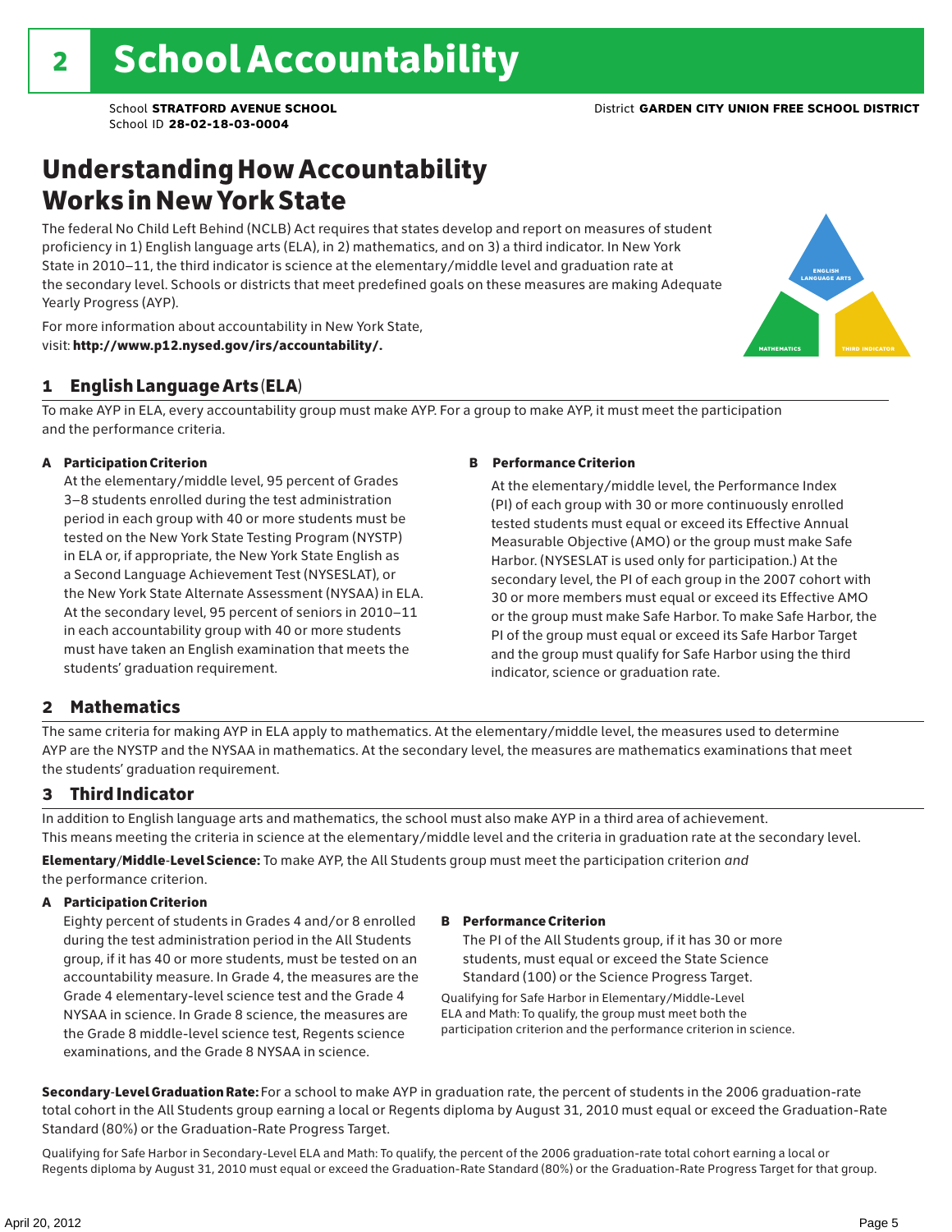# 2 School Accountability

School **STRATFORD AVENUE SCHOOL**
School ID **28-02-18-03-0004**

District **GARDEN CITY UNION FREE SCHOOL DISTRICT**

## Understanding How Accountability Works in New York State

The federal No Child Left Behind (NCLB) Act requires that states develop and report on measures of student proficiency in 1) English language arts (ELA), in 2) mathematics, and on 3) a third indicator. In New York State in 2010–11, the third indicator is science at the elementary/middle level and graduation rate at the secondary level. Schools or districts that meet predefined goals on these measures are making Adequate Yearly Progress (AYP).

For more information about accountability in New York State, visit: **http://www.p12.nysed.gov/irs/accountability/.**

ENGLISH LANGUAGE ARTS
MATHEMATICS
THIRD INDICATOR

### 1 English Language Arts (ELA)

To make AYP in ELA, every accountability group must make AYP. For a group to make AYP, it must meet the participation and the performance criteria.

**A Participation Criterion**

At the elementary/middle level, 95 percent of Grades 3–8 students enrolled during the test administration period in each group with 40 or more students must be tested on the New York State Testing Program (NYSTP) in ELA or, if appropriate, the New York State English as a Second Language Achievement Test (NYSESLAT), or the New York State Alternate Assessment (NYSAA) in ELA. At the secondary level, 95 percent of seniors in 2010–11 in each accountability group with 40 or more students must have taken an English examination that meets the students' graduation requirement.

**B Performance Criterion**

At the elementary/middle level, the Performance Index (PI) of each group with 30 or more continuously enrolled tested students must equal or exceed its Effective Annual Measurable Objective (AMO) or the group must make Safe Harbor. (NYSESLAT is used only for participation.) At the secondary level, the PI of each group in the 2007 cohort with 30 or more members must equal or exceed its Effective AMO or the group must make Safe Harbor. To make Safe Harbor, the PI of the group must equal or exceed its Safe Harbor Target and the group must qualify for Safe Harbor using the third indicator, science or graduation rate.

### 2 Mathematics

The same criteria for making AYP in ELA apply to mathematics. At the elementary/middle level, the measures used to determine AYP are the NYSTP and the NYSAA in mathematics. At the secondary level, the measures are mathematics examinations that meet the students' graduation requirement.

### 3 Third Indicator

In addition to English language arts and mathematics, the school must also make AYP in a third area of achievement. This means meeting the criteria in science at the elementary/middle level and the criteria in graduation rate at the secondary level.

**Elementary/Middle-Level Science:** To make AYP, the All Students group must meet the participation criterion *and* the performance criterion.

**A Participation Criterion**

Eighty percent of students in Grades 4 and/or 8 enrolled during the test administration period in the All Students group, if it has 40 or more students, must be tested on an accountability measure. In Grade 4, the measures are the Grade 4 elementary-level science test and the Grade 4 NYSAA in science. In Grade 8 science, the measures are the Grade 8 middle-level science test, Regents science examinations, and the Grade 8 NYSAA in science.

**B Performance Criterion**

The PI of the All Students group, if it has 30 or more students, must equal or exceed the State Science Standard (100) or the Science Progress Target.

Qualifying for Safe Harbor in Elementary/Middle-Level ELA and Math: To qualify, the group must meet both the participation criterion and the performance criterion in science.

**Secondary-Level Graduation Rate:** For a school to make AYP in graduation rate, the percent of students in the 2006 graduation-rate total cohort in the All Students group earning a local or Regents diploma by August 31, 2010 must equal or exceed the Graduation-Rate Standard (80%) or the Graduation-Rate Progress Target.

Qualifying for Safe Harbor in Secondary-Level ELA and Math: To qualify, the percent of the 2006 graduation-rate total cohort earning a local or Regents diploma by August 31, 2010 must equal or exceed the Graduation-Rate Standard (80%) or the Graduation-Rate Progress Target for that group.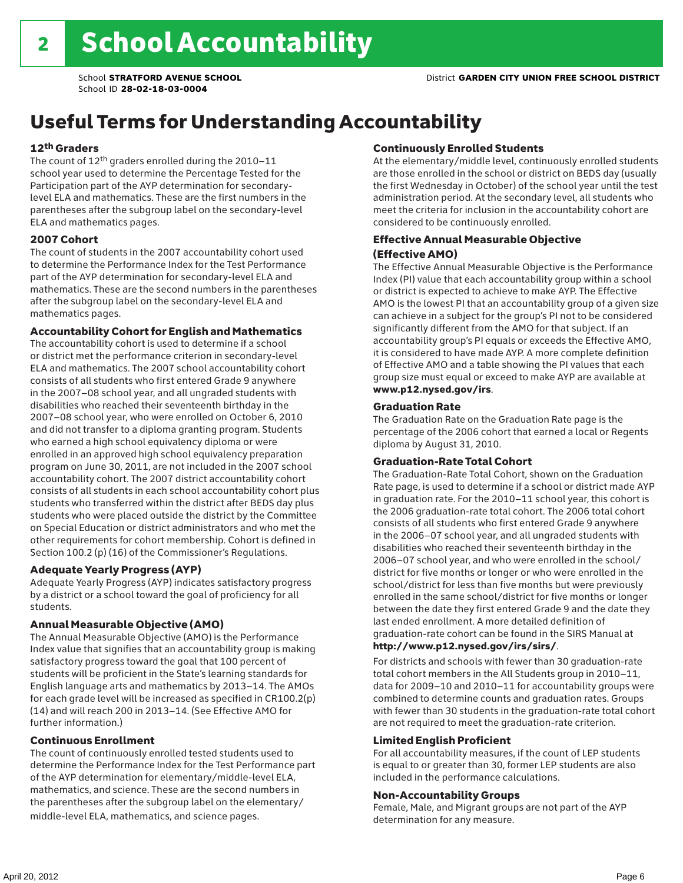# 2 School Accountability

School **STRATFORD AVENUE SCHOOL**
School ID **28-02-18-03-0004**

District **GARDEN CITY UNION FREE SCHOOL DISTRICT**

## Useful Terms for Understanding Accountability

### 12th Graders

The count of 12th graders enrolled during the 2010–11 school year used to determine the Percentage Tested for the Participation part of the AYP determination for secondary-level ELA and mathematics. These are the first numbers in the parentheses after the subgroup label on the secondary-level ELA and mathematics pages.

### 2007 Cohort

The count of students in the 2007 accountability cohort used to determine the Performance Index for the Test Performance part of the AYP determination for secondary-level ELA and mathematics. These are the second numbers in the parentheses after the subgroup label on the secondary-level ELA and mathematics pages.

### Accountability Cohort for English and Mathematics

The accountability cohort is used to determine if a school or district met the performance criterion in secondary-level ELA and mathematics. The 2007 school accountability cohort consists of all students who first entered Grade 9 anywhere in the 2007–08 school year, and all ungraded students with disabilities who reached their seventeenth birthday in the 2007–08 school year, who were enrolled on October 6, 2010 and did not transfer to a diploma granting program. Students who earned a high school equivalency diploma or were enrolled in an approved high school equivalency preparation program on June 30, 2011, are not included in the 2007 school accountability cohort. The 2007 district accountability cohort consists of all students in each school accountability cohort plus students who transferred within the district after BEDS day plus students who were placed outside the district by the Committee on Special Education or district administrators and who met the other requirements for cohort membership. Cohort is defined in Section 100.2 (p) (16) of the Commissioner's Regulations.

### Adequate Yearly Progress (AYP)

Adequate Yearly Progress (AYP) indicates satisfactory progress by a district or a school toward the goal of proficiency for all students.

### Annual Measurable Objective (AMO)

The Annual Measurable Objective (AMO) is the Performance Index value that signifies that an accountability group is making satisfactory progress toward the goal that 100 percent of students will be proficient in the State's learning standards for English language arts and mathematics by 2013–14. The AMOs for each grade level will be increased as specified in CR100.2(p)(14) and will reach 200 in 2013–14. (See Effective AMO for further information.)

### Continuous Enrollment

The count of continuously enrolled tested students used to determine the Performance Index for the Test Performance part of the AYP determination for elementary/middle-level ELA, mathematics, and science. These are the second numbers in the parentheses after the subgroup label on the elementary/middle-level ELA, mathematics, and science pages.

### Continuously Enrolled Students

At the elementary/middle level, continuously enrolled students are those enrolled in the school or district on BEDS day (usually the first Wednesday in October) of the school year until the test administration period. At the secondary level, all students who meet the criteria for inclusion in the accountability cohort are considered to be continuously enrolled.

### Effective Annual Measurable Objective (Effective AMO)

The Effective Annual Measurable Objective is the Performance Index (PI) value that each accountability group within a school or district is expected to achieve to make AYP. The Effective AMO is the lowest PI that an accountability group of a given size can achieve in a subject for the group's PI not to be considered significantly different from the AMO for that subject. If an accountability group's PI equals or exceeds the Effective AMO, it is considered to have made AYP. A more complete definition of Effective AMO and a table showing the PI values that each group size must equal or exceed to make AYP are available at **www.p12.nysed.gov/irs**.

### Graduation Rate

The Graduation Rate on the Graduation Rate page is the percentage of the 2006 cohort that earned a local or Regents diploma by August 31, 2010.

### Graduation-Rate Total Cohort

The Graduation-Rate Total Cohort, shown on the Graduation Rate page, is used to determine if a school or district made AYP in graduation rate. For the 2010–11 school year, this cohort is the 2006 graduation-rate total cohort. The 2006 total cohort consists of all students who first entered Grade 9 anywhere in the 2006–07 school year, and all ungraded students with disabilities who reached their seventeenth birthday in the 2006–07 school year, and who were enrolled in the school/district for five months or longer or who were enrolled in the school/district for less than five months but were previously enrolled in the same school/district for five months or longer between the date they first entered Grade 9 and the date they last ended enrollment. A more detailed definition of graduation-rate cohort can be found in the SIRS Manual at **http://www.p12.nysed.gov/irs/sirs/**.

For districts and schools with fewer than 30 graduation-rate total cohort members in the All Students group in 2010–11, data for 2009–10 and 2010–11 for accountability groups were combined to determine counts and graduation rates. Groups with fewer than 30 students in the graduation-rate total cohort are not required to meet the graduation-rate criterion.

### Limited English Proficient

For all accountability measures, if the count of LEP students is equal to or greater than 30, former LEP students are also included in the performance calculations.

### Non-Accountability Groups

Female, Male, and Migrant groups are not part of the AYP determination for any measure.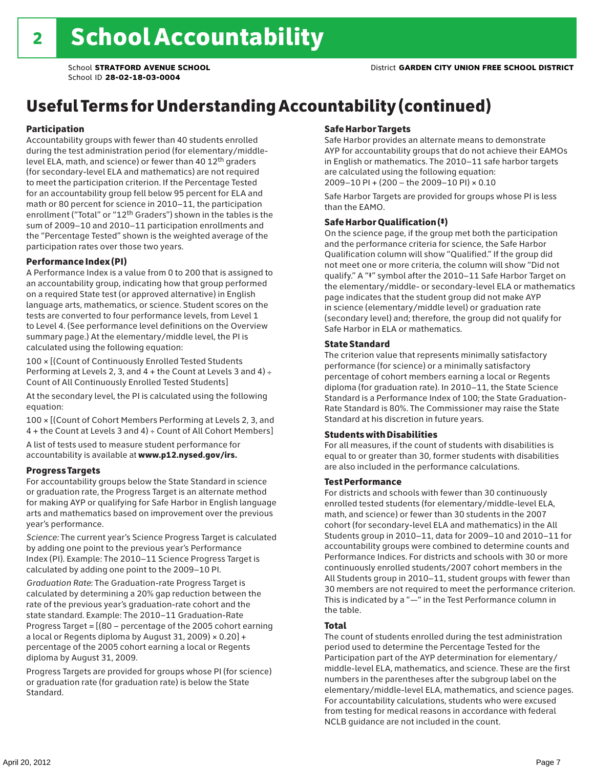# 2 School Accountability

School **STRATFORD AVENUE SCHOOL**
School ID **28-02-18-03-0004**

District **GARDEN CITY UNION FREE SCHOOL DISTRICT**

## Useful Terms for Understanding Accountability (continued)

### Participation

Accountability groups with fewer than 40 students enrolled during the test administration period (for elementary/middle-level ELA, math, and science) or fewer than 40 12th graders (for secondary-level ELA and mathematics) are not required to meet the participation criterion. If the Percentage Tested for an accountability group fell below 95 percent for ELA and math or 80 percent for science in 2010–11, the participation enrollment ("Total" or "12th Graders") shown in the tables is the sum of 2009–10 and 2010–11 participation enrollments and the "Percentage Tested" shown is the weighted average of the participation rates over those two years.

### Performance Index (PI)

A Performance Index is a value from 0 to 200 that is assigned to an accountability group, indicating how that group performed on a required State test (or approved alternative) in English language arts, mathematics, or science. Student scores on the tests are converted to four performance levels, from Level 1 to Level 4. (See performance level definitions on the Overview summary page.) At the elementary/middle level, the PI is calculated using the following equation:

100 × [(Count of Continuously Enrolled Tested Students Performing at Levels 2, 3, and 4 + the Count at Levels 3 and 4) ÷ Count of All Continuously Enrolled Tested Students]

At the secondary level, the PI is calculated using the following equation:

100 × [(Count of Cohort Members Performing at Levels 2, 3, and 4 + the Count at Levels 3 and 4) ÷ Count of All Cohort Members]

A list of tests used to measure student performance for accountability is available at **www.p12.nysed.gov/irs.**

### Progress Targets

For accountability groups below the State Standard in science or graduation rate, the Progress Target is an alternate method for making AYP or qualifying for Safe Harbor in English language arts and mathematics based on improvement over the previous year's performance.

*Science:* The current year's Science Progress Target is calculated by adding one point to the previous year's Performance Index (PI). Example: The 2010–11 Science Progress Target is calculated by adding one point to the 2009–10 PI.

*Graduation Rate*: The Graduation-rate Progress Target is calculated by determining a 20% gap reduction between the rate of the previous year's graduation-rate cohort and the state standard. Example: The 2010–11 Graduation-Rate Progress Target = [(80 – percentage of the 2005 cohort earning a local or Regents diploma by August 31, 2009) × 0.20] + percentage of the 2005 cohort earning a local or Regents diploma by August 31, 2009.

Progress Targets are provided for groups whose PI (for science) or graduation rate (for graduation rate) is below the State Standard.

### Safe Harbor Targets

Safe Harbor provides an alternate means to demonstrate AYP for accountability groups that do not achieve their EAMOs in English or mathematics. The 2010–11 safe harbor targets are calculated using the following equation:
2009–10 PI + (200 – the 2009–10 PI) × 0.10

Safe Harbor Targets are provided for groups whose PI is less than the EAMO.

### Safe Harbor Qualification (‡)

On the science page, if the group met both the participation and the performance criteria for science, the Safe Harbor Qualification column will show "Qualified." If the group did not meet one or more criteria, the column will show "Did not qualify." A "‡" symbol after the 2010–11 Safe Harbor Target on the elementary/middle- or secondary-level ELA or mathematics page indicates that the student group did not make AYP in science (elementary/middle level) or graduation rate (secondary level) and; therefore, the group did not qualify for Safe Harbor in ELA or mathematics.

### State Standard

The criterion value that represents minimally satisfactory performance (for science) or a minimally satisfactory percentage of cohort members earning a local or Regents diploma (for graduation rate). In 2010–11, the State Science Standard is a Performance Index of 100; the State Graduation-Rate Standard is 80%. The Commissioner may raise the State Standard at his discretion in future years.

### Students with Disabilities

For all measures, if the count of students with disabilities is equal to or greater than 30, former students with disabilities are also included in the performance calculations.

### Test Performance

For districts and schools with fewer than 30 continuously enrolled tested students (for elementary/middle-level ELA, math, and science) or fewer than 30 students in the 2007 cohort (for secondary-level ELA and mathematics) in the All Students group in 2010–11, data for 2009–10 and 2010–11 for accountability groups were combined to determine counts and Performance Indices. For districts and schools with 30 or more continuously enrolled students/2007 cohort members in the All Students group in 2010–11, student groups with fewer than 30 members are not required to meet the performance criterion. This is indicated by a "—" in the Test Performance column in the table.

### Total

The count of students enrolled during the test administration period used to determine the Percentage Tested for the Participation part of the AYP determination for elementary/middle-level ELA, mathematics, and science. These are the first numbers in the parentheses after the subgroup label on the elementary/middle-level ELA, mathematics, and science pages. For accountability calculations, students who were excused from testing for medical reasons in accordance with federal NCLB guidance are not included in the count.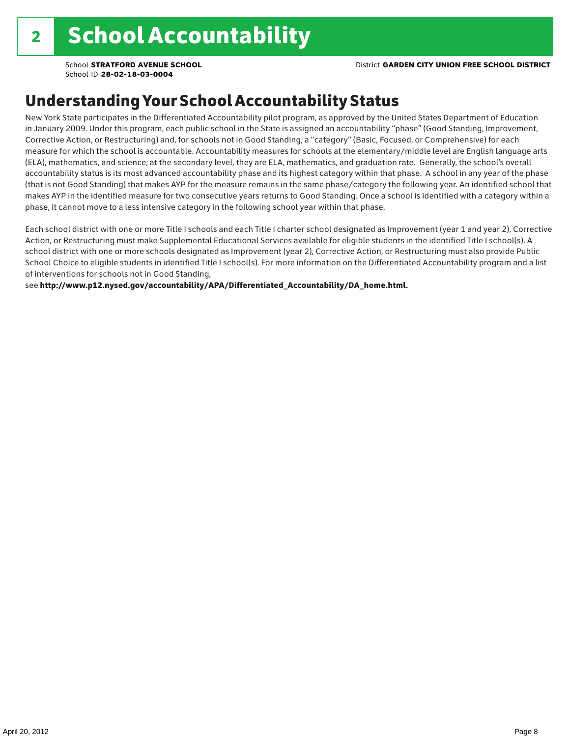# 2 School Accountability

School **STRATFORD AVENUE SCHOOL**
School ID **28-02-18-03-0004**

District **GARDEN CITY UNION FREE SCHOOL DISTRICT**

## Understanding Your School Accountability Status

New York State participates in the Differentiated Accountability pilot program, as approved by the United States Department of Education in January 2009. Under this program, each public school in the State is assigned an accountability "phase" (Good Standing, Improvement, Corrective Action, or Restructuring) and, for schools not in Good Standing, a "category" (Basic, Focused, or Comprehensive) for each measure for which the school is accountable. Accountability measures for schools at the elementary/middle level are English language arts (ELA), mathematics, and science; at the secondary level, they are ELA, mathematics, and graduation rate. Generally, the school's overall accountability status is its most advanced accountability phase and its highest category within that phase. A school in any year of the phase (that is not Good Standing) that makes AYP for the measure remains in the same phase/category the following year. An identified school that makes AYP in the identified measure for two consecutive years returns to Good Standing. Once a school is identified with a category within a phase, it cannot move to a less intensive category in the following school year within that phase.

Each school district with one or more Title I schools and each Title I charter school designated as Improvement (year 1 and year 2), Corrective Action, or Restructuring must make Supplemental Educational Services available for eligible students in the identified Title I school(s). A school district with one or more schools designated as Improvement (year 2), Corrective Action, or Restructuring must also provide Public School Choice to eligible students in identified Title I school(s). For more information on the Differentiated Accountability program and a list of interventions for schools not in Good Standing,
see **http://www.p12.nysed.gov/accountability/APA/Differentiated_Accountability/DA_home.html.**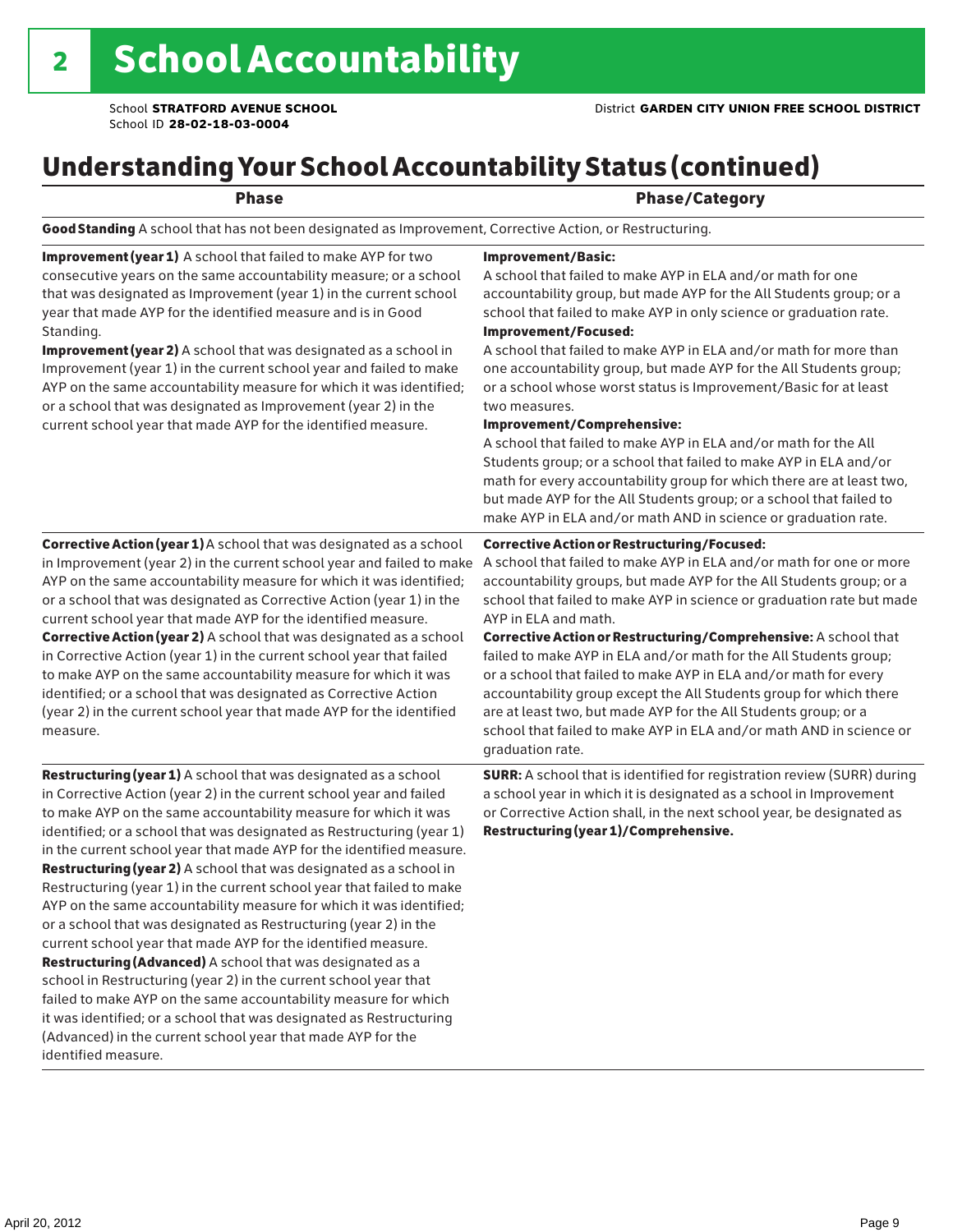## 2 School Accountability

School **STRATFORD AVENUE SCHOOL**
School ID **28-02-18-03-0004**

District **GARDEN CITY UNION FREE SCHOOL DISTRICT**

# Understanding Your School Accountability Status (continued)

| Phase | Phase/Category |
|---|---|
| **Good Standing** A school that has not been designated as Improvement, Corrective Action, or Restructuring. | |
| **Improvement (year 1)** A school that failed to make AYP for two consecutive years on the same accountability measure; or a school that was designated as Improvement (year 1) in the current school year that made AYP for the identified measure and is in Good Standing. **Improvement (year 2)** A school that was designated as a school in Improvement (year 1) in the current school year and failed to make AYP on the same accountability measure for which it was identified; or a school that was designated as Improvement (year 2) in the current school year that made AYP for the identified measure. | **Improvement/Basic:** A school that failed to make AYP in ELA and/or math for one accountability group, but made AYP for the All Students group; or a school that failed to make AYP in only science or graduation rate. **Improvement/Focused:** A school that failed to make AYP in ELA and/or math for more than one accountability group, but made AYP for the All Students group; or a school whose worst status is Improvement/Basic for at least two measures. **Improvement/Comprehensive:** A school that failed to make AYP in ELA and/or math for the All Students group; or a school that failed to make AYP in ELA and/or math for every accountability group for which there are at least two, but made AYP for the All Students group; or a school that failed to make AYP in ELA and/or math AND in science or graduation rate. |
| **Corrective Action (year 1)** A school that was designated as a school in Improvement (year 2) in the current school year and failed to make AYP on the same accountability measure for which it was identified; or a school that was designated as Corrective Action (year 1) in the current school year that made AYP for the identified measure. **Corrective Action (year 2)** A school that was designated as a school in Corrective Action (year 1) in the current school year that failed to make AYP on the same accountability measure for which it was identified; or a school that was designated as Corrective Action (year 2) in the current school year that made AYP for the identified measure. | **Corrective Action or Restructuring/Focused:** A school that failed to make AYP in ELA and/or math for one or more accountability groups, but made AYP for the All Students group; or a school that failed to make AYP in science or graduation rate but made AYP in ELA and math. **Corrective Action or Restructuring/Comprehensive:** A school that failed to make AYP in ELA and/or math for the All Students group; or a school that failed to make AYP in ELA and/or math for every accountability group except the All Students group for which there are at least two, but made AYP for the All Students group; or a school that failed to make AYP in ELA and/or math AND in science or graduation rate. |
| **Restructuring (year 1)** A school that was designated as a school in Corrective Action (year 2) in the current school year and failed to make AYP on the same accountability measure for which it was identified; or a school that was designated as Restructuring (year 1) in the current school year that made AYP for the identified measure. **Restructuring (year 2)** A school that was designated as a school in Restructuring (year 1) in the current school year that failed to make AYP on the same accountability measure for which it was identified; or a school that was designated as Restructuring (year 2) in the current school year that made AYP for the identified measure. **Restructuring (Advanced)** A school that was designated as a school in Restructuring (year 2) in the current school year that failed to make AYP on the same accountability measure for which it was identified; or a school that was designated as Restructuring (Advanced) in the current school year that made AYP for the identified measure. | **SURR:** A school that is identified for registration review (SURR) during a school year in which it is designated as a school in Improvement or Corrective Action shall, in the next school year, be designated as **Restructuring (year 1)/Comprehensive.** |

April 20, 2012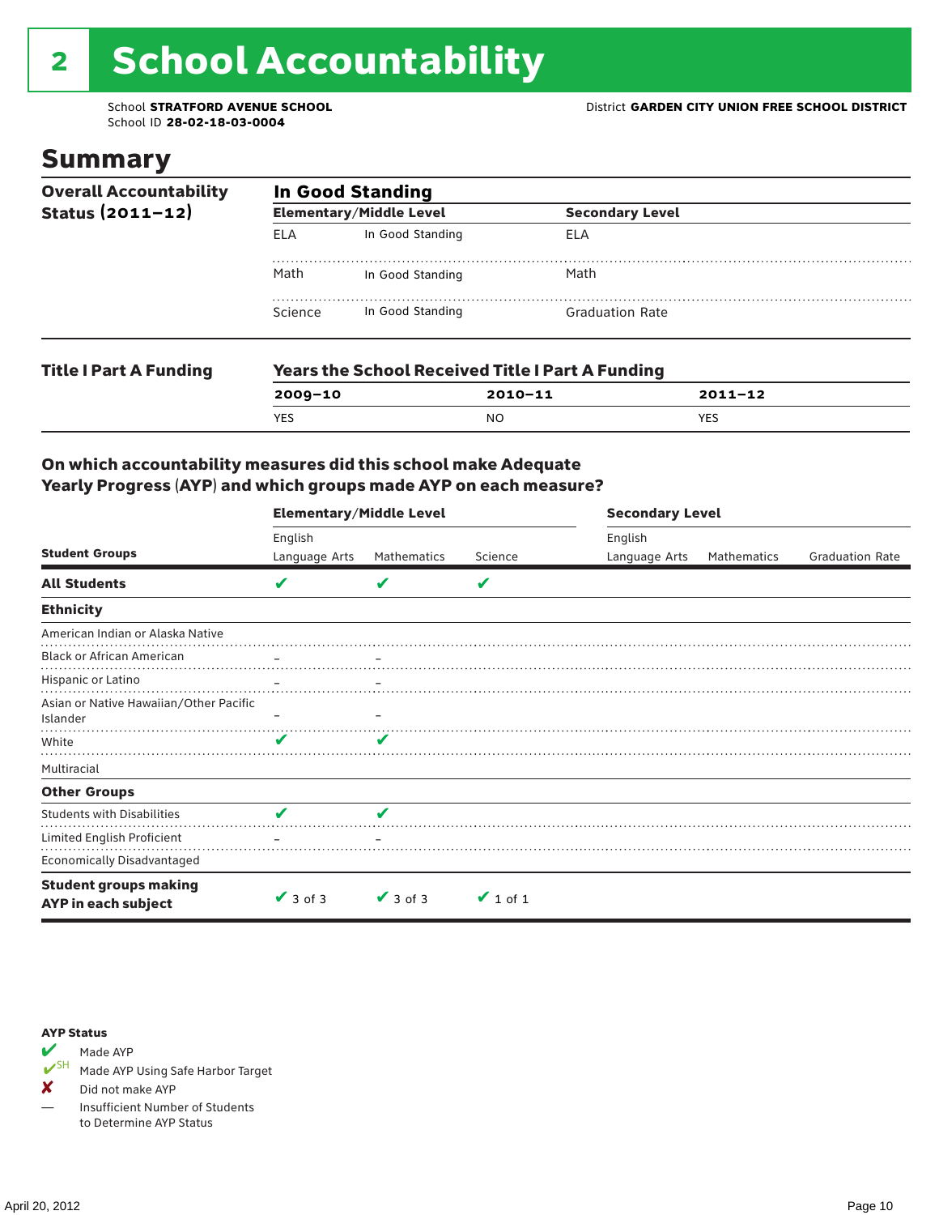# 2 School Accountability

School **STRATFORD AVENUE SCHOOL**
School ID **28-02-18-03-0004**

District **GARDEN CITY UNION FREE SCHOOL DISTRICT**

## Summary

**Overall Accountability Status (2011–12)**

**In Good Standing**

| Elementary/Middle Level | | Secondary Level | |
|---|---|---|---|
| ELA | In Good Standing | ELA | |
| Math | In Good Standing | Math | |
| Science | In Good Standing | Graduation Rate | |

**Title I Part A Funding**

**Years the School Received Title I Part A Funding**

| 2009–10 | 2010–11 | 2011–12 |
|---|---|---|
| YES | NO | YES |

### On which accountability measures did this school make Adequate Yearly Progress (AYP) and which groups made AYP on each measure?

| Student Groups | Elementary/Middle Level English Language Arts | Elementary/Middle Level Mathematics | Elementary/Middle Level Science | Secondary Level English Language Arts | Secondary Level Mathematics | Secondary Level Graduation Rate |
|---|---|---|---|---|---|---|
| **All Students** | ✔ | ✔ | ✔ | | | |
| **Ethnicity** | | | | | | |
| American Indian or Alaska Native | | | | | | |
| Black or African American | – | – | | | | |
| Hispanic or Latino | – | – | | | | |
| Asian or Native Hawaiian/Other Pacific Islander | – | – | | | | |
| White | ✔ | ✔ | | | | |
| Multiracial | | | | | | |
| **Other Groups** | | | | | | |
| Students with Disabilities | ✔ | ✔ | | | | |
| Limited English Proficient | – | – | | | | |
| Economically Disadvantaged | | | | | | |
| **Student groups making AYP in each subject** | ✔ 3 of 3 | ✔ 3 of 3 | ✔ 1 of 1 | | | |

**AYP Status**

- ✔ Made AYP
- ✔SH Made AYP Using Safe Harbor Target
- ✘ Did not make AYP
- — Insufficient Number of Students to Determine AYP Status

April 20, 2012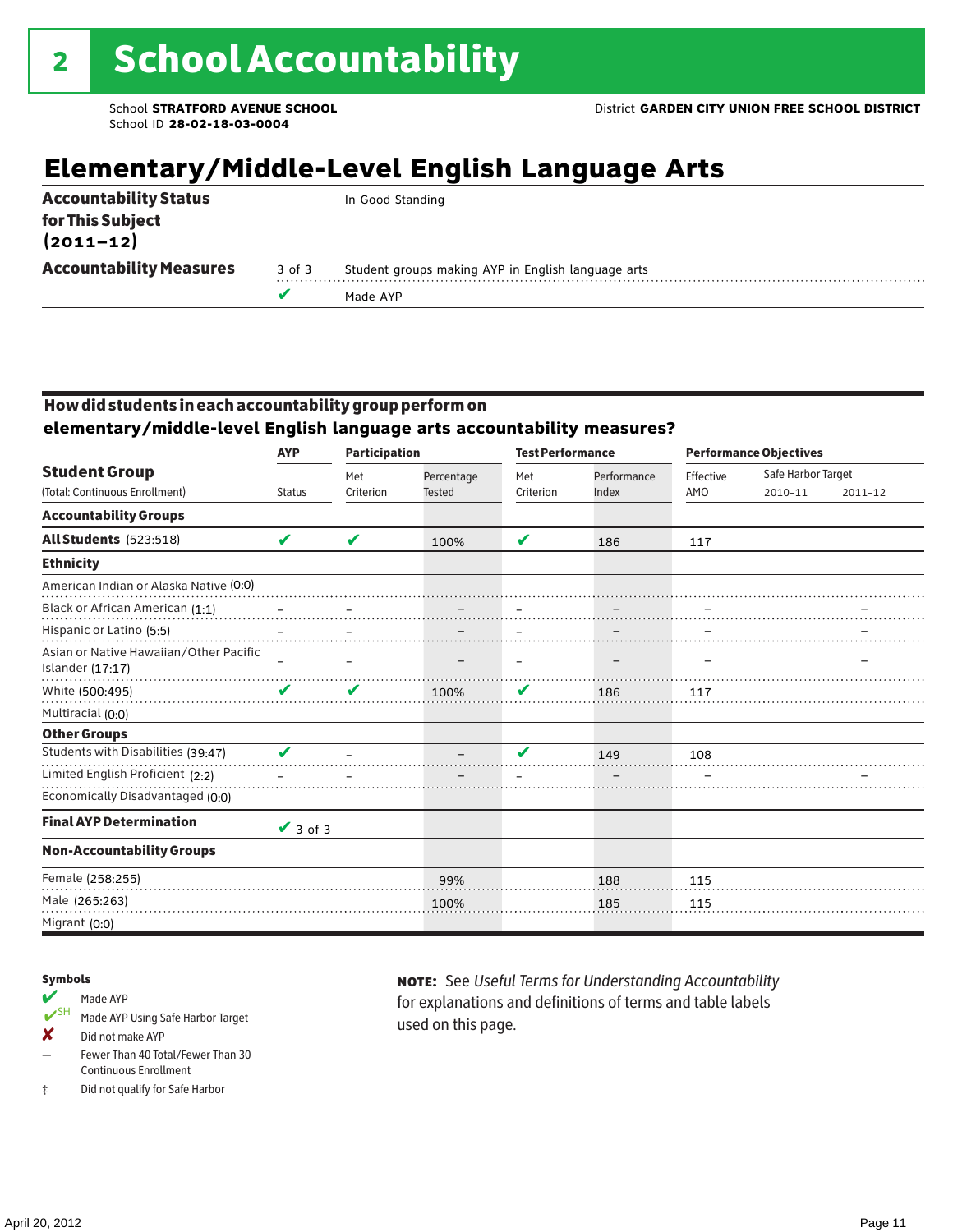# 2 School Accountability

School **STRATFORD AVENUE SCHOOL**
School ID **28-02-18-03-0004**

District **GARDEN CITY UNION FREE SCHOOL DISTRICT**

## Elementary/Middle-Level English Language Arts

| | | |
|---|---|---|
| **Accountability Status for This Subject (2011–12)** | | In Good Standing |
| **Accountability Measures** | 3 of 3 | Student groups making AYP in English language arts |
| | ✔ | Made AYP |

### How did students in each accountability group perform on elementary/middle-level English language arts accountability measures?

| Student Group (Total: Continuous Enrollment) | AYP Status | Participation Met Criterion | Participation Percentage Tested | Test Performance Met Criterion | Test Performance Performance Index | Performance Objectives Effective AMO | Safe Harbor Target 2010–11 | Safe Harbor Target 2011–12 |
|---|---|---|---|---|---|---|---|---|
| **Accountability Groups** | | | | | | | | |
| **All Students** (523:518) | ✔ | ✔ | 100% | ✔ | 186 | 117 | | |
| **Ethnicity** | | | | | | | | |
| American Indian or Alaska Native (0:0) | | | | | | | | |
| Black or African American (1:1) | – | – | – | – | – | – | | – |
| Hispanic or Latino (5:5) | – | – | – | – | – | – | | – |
| Asian or Native Hawaiian/Other Pacific Islander (17:17) | – | – | – | – | – | – | | – |
| White (500:495) | ✔ | ✔ | 100% | ✔ | 186 | 117 | | |
| Multiracial (0:0) | | | | | | | | |
| **Other Groups** | | | | | | | | |
| Students with Disabilities (39:47) | ✔ | – | – | ✔ | 149 | 108 | | |
| Limited English Proficient (2:2) | – | – | – | – | – | – | | – |
| Economically Disadvantaged (0:0) | | | | | | | | |
| **Final AYP Determination** | ✔ 3 of 3 | | | | | | | |
| **Non-Accountability Groups** | | | | | | | | |
| Female (258:255) | | | 99% | | 188 | 115 | | |
| Male (265:263) | | | 100% | | 185 | 115 | | |
| Migrant (0:0) | | | | | | | | |

**Symbols**

- ✔ Made AYP
- ✔SH Made AYP Using Safe Harbor Target
- ✘ Did not make AYP
- – Fewer Than 40 Total/Fewer Than 30 Continuous Enrollment
- ‡ Did not qualify for Safe Harbor

**NOTE:** See *Useful Terms for Understanding Accountability* for explanations and definitions of terms and table labels used on this page.

April 20, 2012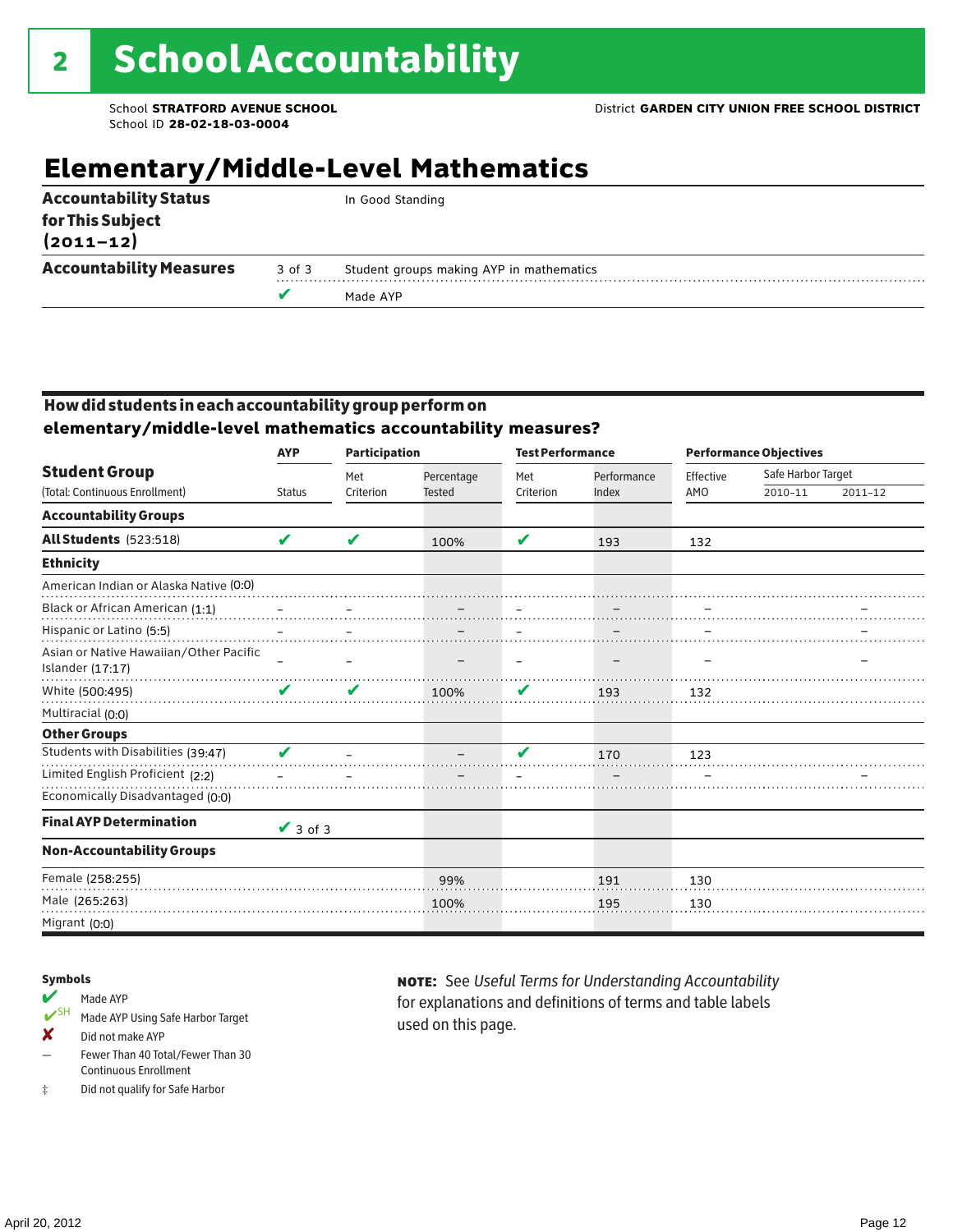# 2 School Accountability

School **STRATFORD AVENUE SCHOOL**
School ID **28-02-18-03-0004**

District **GARDEN CITY UNION FREE SCHOOL DISTRICT**

## Elementary/Middle-Level Mathematics

| | | |
|---|---|---|
| **Accountability Status for This Subject (2011–12)** | | In Good Standing |
| **Accountability Measures** | 3 of 3 | Student groups making AYP in mathematics |
| | ✔ | Made AYP |

### How did students in each accountability group perform on elementary/middle-level mathematics accountability measures?

| Student Group (Total: Continuous Enrollment) | AYP Status | Participation Met Criterion | Participation Percentage Tested | Test Performance Met Criterion | Test Performance Performance Index | Performance Objectives Effective AMO | Safe Harbor Target 2010–11 | Safe Harbor Target 2011–12 |
|---|---|---|---|---|---|---|---|---|
| **Accountability Groups** | | | | | | | | |
| **All Students** (523:518) | ✔ | ✔ | 100% | ✔ | 193 | 132 | | |
| **Ethnicity** | | | | | | | | |
| American Indian or Alaska Native (0:0) | | | | | | | | |
| Black or African American (1:1) | – | – | – | – | – | – | | – |
| Hispanic or Latino (5:5) | – | – | – | – | – | – | | – |
| Asian or Native Hawaiian/Other Pacific Islander (17:17) | – | – | – | – | – | – | | – |
| White (500:495) | ✔ | ✔ | 100% | ✔ | 193 | 132 | | |
| Multiracial (0:0) | | | | | | | | |
| **Other Groups** | | | | | | | | |
| Students with Disabilities (39:47) | ✔ | – | – | ✔ | 170 | 123 | | |
| Limited English Proficient (2:2) | – | – | – | – | – | – | | – |
| Economically Disadvantaged (0:0) | | | | | | | | |
| **Final AYP Determination** | ✔ 3 of 3 | | | | | | | |
| **Non-Accountability Groups** | | | | | | | | |
| Female (258:255) | | | 99% | | 191 | 130 | | |
| Male (265:263) | | | 100% | | 195 | 130 | | |
| Migrant (0:0) | | | | | | | | |

**Symbols**

- ✔ Made AYP
- ✔SH Made AYP Using Safe Harbor Target
- ✘ Did not make AYP
- – Fewer Than 40 Total/Fewer Than 30 Continuous Enrollment
- ‡ Did not qualify for Safe Harbor

**NOTE:** See *Useful Terms for Understanding Accountability* for explanations and definitions of terms and table labels used on this page.

April 20, 2012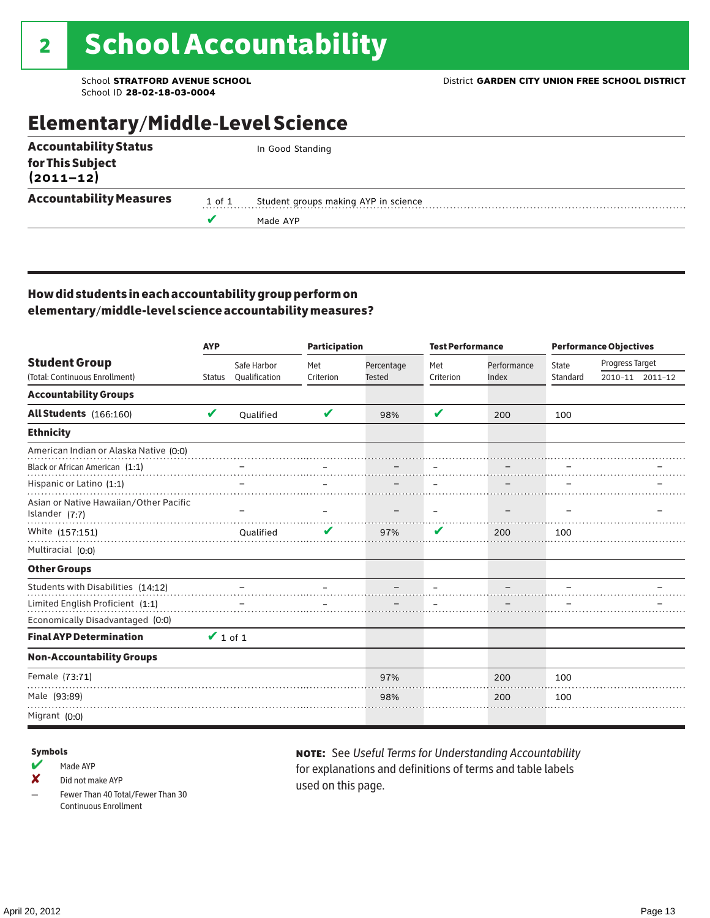# 2 School Accountability

School **STRATFORD AVENUE SCHOOL**
School ID **28-02-18-03-0004**

District **GARDEN CITY UNION FREE SCHOOL DISTRICT**

## Elementary/Middle-Level Science

| | | |
|---|---|---|
| **Accountability Status for This Subject (2011–12)** | | In Good Standing |
| **Accountability Measures** | 1 of 1 | Student groups making AYP in science |
| | ✔ | Made AYP |

### How did students in each accountability group perform on elementary/middle-level science accountability measures?

| **Student Group** (Total: Continuous Enrollment) | AYP Status | AYP Safe Harbor Qualification | Participation Met Criterion | Participation Percentage Tested | Test Performance Met Criterion | Test Performance Performance Index | Performance Objectives State Standard | Progress Target 2010–11 | Progress Target 2011–12 |
|---|---|---|---|---|---|---|---|---|---|
| **Accountability Groups** | | | | | | | | | |
| **All Students** (166:160) | ✔ | Qualified | ✔ | 98% | ✔ | 200 | 100 | | |
| **Ethnicity** | | | | | | | | | |
| American Indian or Alaska Native (0:0) | | | | | | | | | |
| Black or African American (1:1) | | – | – | – | – | – | – | | – |
| Hispanic or Latino (1:1) | | – | – | – | – | – | – | | – |
| Asian or Native Hawaiian/Other Pacific Islander (7:7) | | – | – | – | – | – | – | | – |
| White (157:151) | | Qualified | ✔ | 97% | ✔ | 200 | 100 | | |
| Multiracial (0:0) | | | | | | | | | |
| **Other Groups** | | | | | | | | | |
| Students with Disabilities (14:12) | | – | – | – | – | – | – | | – |
| Limited English Proficient (1:1) | | – | – | – | – | – | – | | – |
| Economically Disadvantaged (0:0) | | | | | | | | | |
| **Final AYP Determination** | ✔ 1 of 1 | | | | | | | | |
| **Non-Accountability Groups** | | | | | | | | | |
| Female (73:71) | | | | 97% | | 200 | 100 | | |
| Male (93:89) | | | | 98% | | 200 | 100 | | |
| Migrant (0:0) | | | | | | | | | |

**Symbols**

- ✔ Made AYP
- ✘ Did not make AYP
- – Fewer Than 40 Total/Fewer Than 30 Continuous Enrollment

**NOTE:** See *Useful Terms for Understanding Accountability* for explanations and definitions of terms and table labels used on this page.

April 20, 2012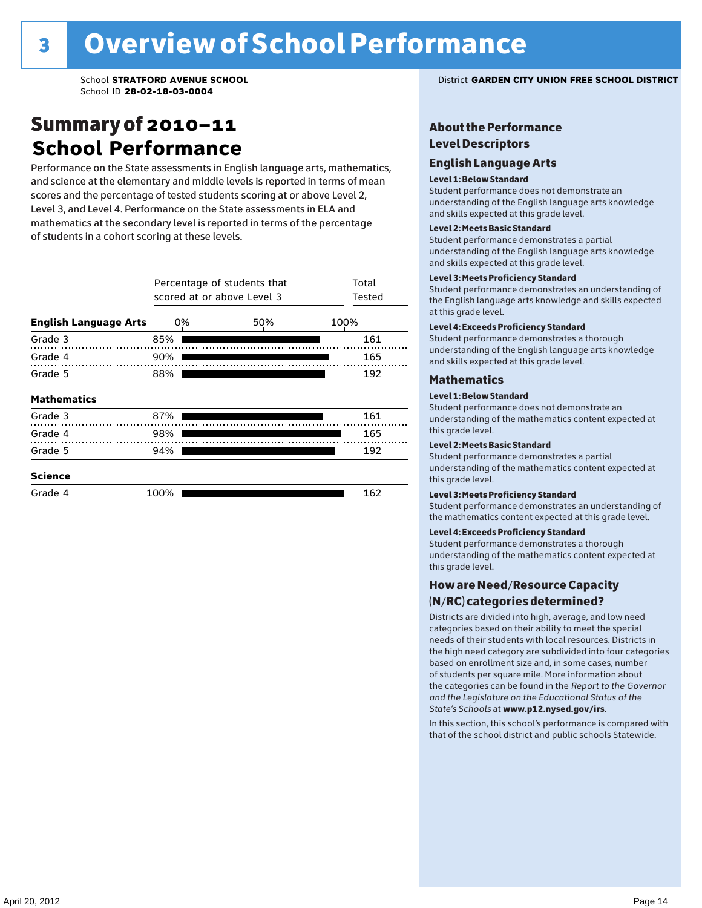# 3 Overview of School Performance

School **STRATFORD AVENUE SCHOOL**
School ID **28-02-18-03-0004**

District **GARDEN CITY UNION FREE SCHOOL DISTRICT**

## Summary of 2010–11 School Performance

Performance on the State assessments in English language arts, mathematics, and science at the elementary and middle levels is reported in terms of mean scores and the percentage of tested students scoring at or above Level 2, Level 3, and Level 4. Performance on the State assessments in ELA and mathematics at the secondary level is reported in terms of the percentage of students in a cohort scoring at these levels.

| | Percentage of students that scored at or above Level 3 | Total Tested |
|---|---|---|
| **English Language Arts** | | |
| Grade 3 | 85% | 161 |
| Grade 4 | 90% | 165 |
| Grade 5 | 88% | 192 |
| **Mathematics** | | |
| Grade 3 | 87% | 161 |
| Grade 4 | 98% | 165 |
| Grade 5 | 94% | 192 |
| **Science** | | |
| Grade 4 | 100% | 162 |

## About the Performance Level Descriptors

### English Language Arts

**Level 1: Below Standard**
Student performance does not demonstrate an understanding of the English language arts knowledge and skills expected at this grade level.

**Level 2: Meets Basic Standard**
Student performance demonstrates a partial understanding of the English language arts knowledge and skills expected at this grade level.

**Level 3: Meets Proficiency Standard**
Student performance demonstrates an understanding of the English language arts knowledge and skills expected at this grade level.

**Level 4: Exceeds Proficiency Standard**
Student performance demonstrates a thorough understanding of the English language arts knowledge and skills expected at this grade level.

### Mathematics

**Level 1: Below Standard**
Student performance does not demonstrate an understanding of the mathematics content expected at this grade level.

**Level 2: Meets Basic Standard**
Student performance demonstrates a partial understanding of the mathematics content expected at this grade level.

**Level 3: Meets Proficiency Standard**
Student performance demonstrates an understanding of the mathematics content expected at this grade level.

**Level 4: Exceeds Proficiency Standard**
Student performance demonstrates a thorough understanding of the mathematics content expected at this grade level.

## How are Need/Resource Capacity (N/RC) categories determined?

Districts are divided into high, average, and low need categories based on their ability to meet the special needs of their students with local resources. Districts in the high need category are subdivided into four categories based on enrollment size and, in some cases, number of students per square mile. More information about the categories can be found in the *Report to the Governor and the Legislature on the Educational Status of the State's Schools* at **www.p12.nysed.gov/irs**.

In this section, this school's performance is compared with that of the school district and public schools Statewide.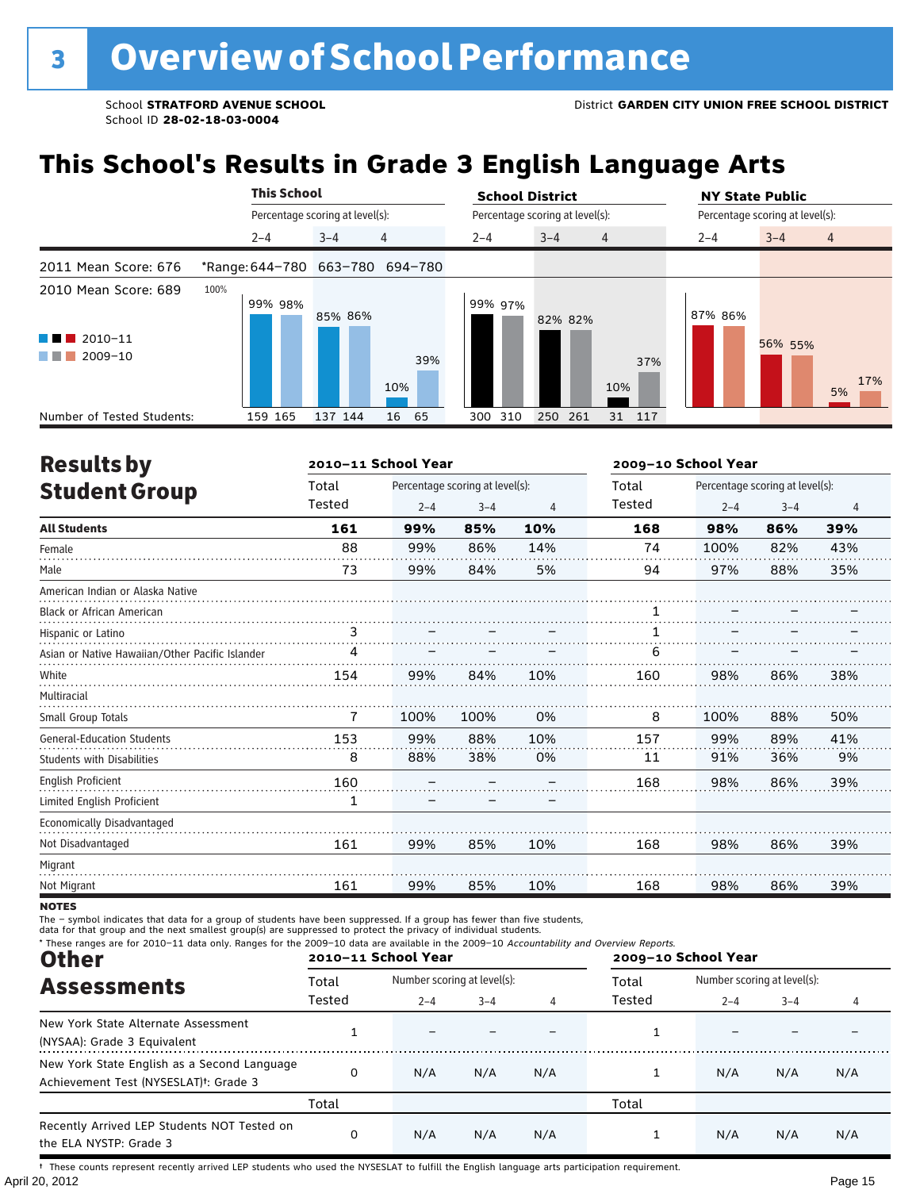# 3 Overview of School Performance

School **STRATFORD AVENUE SCHOOL**
School ID **28-02-18-03-0004**

District **GARDEN CITY UNION FREE SCHOOL DISTRICT**

## This School's Results in Grade 3 English Language Arts

2011 Mean Score: 676
2010 Mean Score: 689

*Range: 644–780 (2–4), 663–780 (3–4), 694–780 (4)

| | This School 2–4 | | This School 3–4 | | This School 4 | | School District 2–4 | | School District 3–4 | | School District 4 | | NY State Public 2–4 | | NY State Public 3–4 | | NY State Public 4 | |
|---|---|---|---|---|---|---|---|---|---|---|---|---|---|---|---|---|---|---|
| | 2010–11 | 2009–10 | 2010–11 | 2009–10 | 2010–11 | 2009–10 | 2010–11 | 2009–10 | 2010–11 | 2009–10 | 2010–11 | 2009–10 | 2010–11 | 2009–10 | 2010–11 | 2009–10 | 2010–11 | 2009–10 |
| Percentage scoring at level(s) | 99% | 98% | 85% | 86% | 10% | 39% | 99% | 97% | 82% | 82% | 10% | 37% | 87% | 86% | 56% | 55% | 5% | 17% |
| Number of Tested Students | 159 | 165 | 137 | 144 | 16 | 65 | 300 | 310 | 250 | 261 | 31 | 117 | | | | | | |

## Results by Student Group

| | 2010–11 School Year | | | | 2009–10 School Year | | | |
|---|---|---|---|---|---|---|---|---|
| | Total Tested | Percentage scoring at level(s): 2–4 | 3–4 | 4 | Total Tested | Percentage scoring at level(s): 2–4 | 3–4 | 4 |
| **All Students** | **161** | **99%** | **85%** | **10%** | **168** | **98%** | **86%** | **39%** |
| Female | 88 | 99% | 86% | 14% | 74 | 100% | 82% | 43% |
| Male | 73 | 99% | 84% | 5% | 94 | 97% | 88% | 35% |
| American Indian or Alaska Native | | | | | | | | |
| Black or African American | | | | | 1 | – | – | – |
| Hispanic or Latino | 3 | – | – | – | 1 | – | – | – |
| Asian or Native Hawaiian/Other Pacific Islander | 4 | – | – | – | 6 | – | – | – |
| White | 154 | 99% | 84% | 10% | 160 | 98% | 86% | 38% |
| Multiracial | | | | | | | | |
| Small Group Totals | 7 | 100% | 100% | 0% | 8 | 100% | 88% | 50% |
| General-Education Students | 153 | 99% | 88% | 10% | 157 | 99% | 89% | 41% |
| Students with Disabilities | 8 | 88% | 38% | 0% | 11 | 91% | 36% | 9% |
| English Proficient | 160 | – | – | – | 168 | 98% | 86% | 39% |
| Limited English Proficient | 1 | – | – | – | | | | |
| Economically Disadvantaged | | | | | | | | |
| Not Disadvantaged | 161 | 99% | 85% | 10% | 168 | 98% | 86% | 39% |
| Migrant | | | | | | | | |
| Not Migrant | 161 | 99% | 85% | 10% | 168 | 98% | 86% | 39% |

**NOTES**

The – symbol indicates that data for a group of students have been suppressed. If a group has fewer than five students, data for that group and the next smallest group(s) are suppressed to protect the privacy of individual students.

\* These ranges are for 2010–11 data only. Ranges for the 2009–10 data are available in the 2009–10 *Accountability and Overview Reports*.

## Other Assessments

| | 2010–11 School Year | | | | 2009–10 School Year | | | |
|---|---|---|---|---|---|---|---|---|
| | Total Tested | Number scoring at level(s): 2–4 | 3–4 | 4 | Total Tested | Number scoring at level(s): 2–4 | 3–4 | 4 |
| New York State Alternate Assessment (NYSAA): Grade 3 Equivalent | 1 | – | – | – | 1 | – | – | – |
| New York State English as a Second Language Achievement Test (NYSESLAT)†: Grade 3 | 0 | N/A | N/A | N/A | 1 | N/A | N/A | N/A |
| | Total | | | | Total | | | |
| Recently Arrived LEP Students NOT Tested on the ELA NYSTP: Grade 3 | 0 | N/A | N/A | N/A | 1 | N/A | N/A | N/A |

† These counts represent recently arrived LEP students who used the NYSESLAT to fulfill the English language arts participation requirement.

April 20, 2012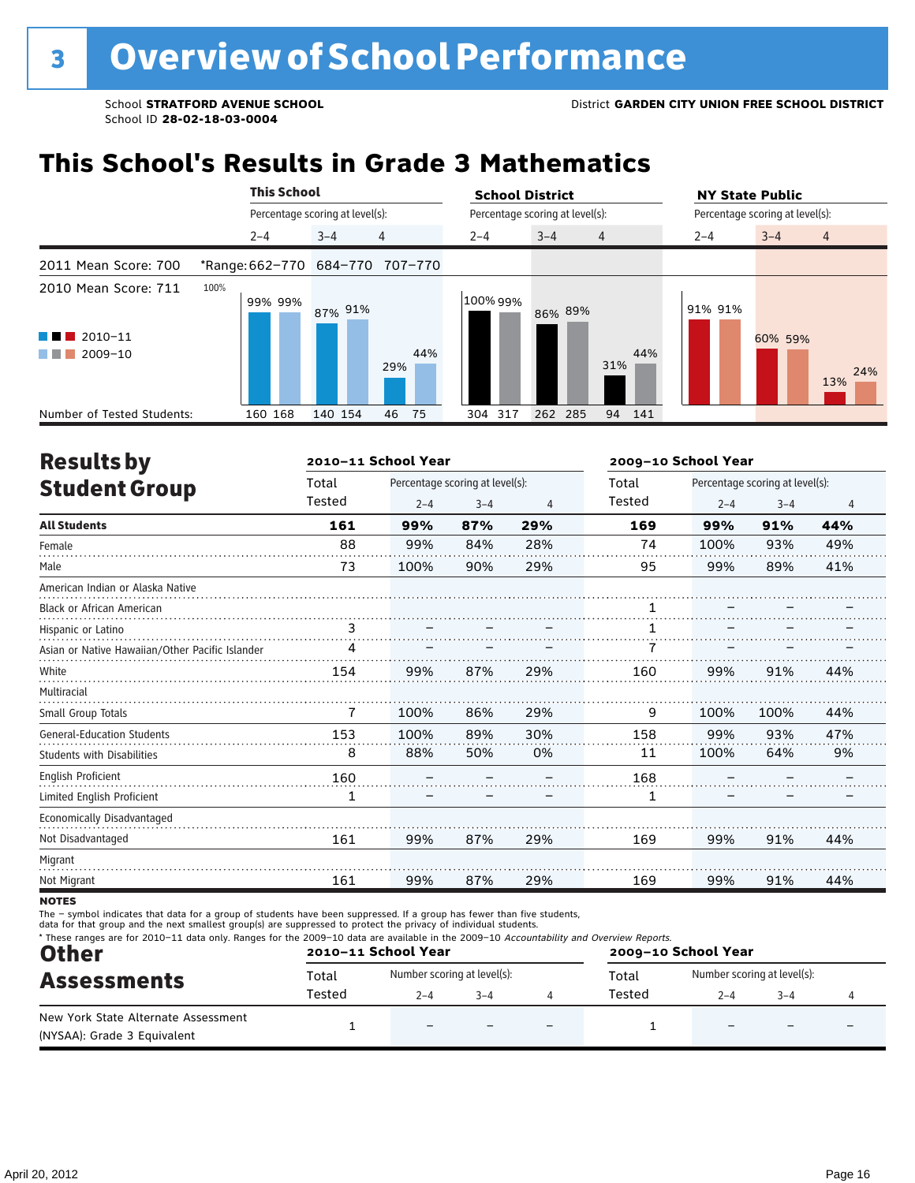# 3 Overview of School Performance

School **STRATFORD AVENUE SCHOOL**
School ID **28-02-18-03-0004**

District **GARDEN CITY UNION FREE SCHOOL DISTRICT**

## This School's Results in Grade 3 Mathematics

| | This School | | | School District | | | NY State Public | | |
|---|---|---|---|---|---|---|---|---|---|
| Percentage scoring at level(s): | 2–4 | 3–4 | 4 | 2–4 | 3–4 | 4 | 2–4 | 3–4 | 4 |
| 2011 Mean Score: 700 *Range: | 662–770 | 684–770 | 707–770 | | | | | | |
| 2010 Mean Score: 711 | | | | | | | | | |
| 2010–11 | 99% | 87% | 29% | 100% | 86% | 31% | 91% | 60% | 13% |
| 2009–10 | 99% | 91% | 44% | 99% | 89% | 44% | 91% | 59% | 24% |
| Number of Tested Students: 2010–11 | 160 | 140 | 46 | 304 | 262 | 94 | | | |
| Number of Tested Students: 2009–10 | 168 | 154 | 75 | 317 | 285 | 141 | | | |

## Results by Student Group

| | 2010–11 School Year | | | | 2009–10 School Year | | | |
|---|---|---|---|---|---|---|---|---|
| | Total Tested | Percentage scoring at level(s): 2–4 | 3–4 | 4 | Total Tested | Percentage scoring at level(s): 2–4 | 3–4 | 4 |
| **All Students** | **161** | **99%** | **87%** | **29%** | **169** | **99%** | **91%** | **44%** |
| Female | 88 | 99% | 84% | 28% | 74 | 100% | 93% | 49% |
| Male | 73 | 100% | 90% | 29% | 95 | 99% | 89% | 41% |
| American Indian or Alaska Native | | | | | | | | |
| Black or African American | | | | | 1 | – | – | – |
| Hispanic or Latino | 3 | – | – | – | 1 | – | – | – |
| Asian or Native Hawaiian/Other Pacific Islander | 4 | – | – | – | 7 | – | – | – |
| White | 154 | 99% | 87% | 29% | 160 | 99% | 91% | 44% |
| Multiracial | | | | | | | | |
| Small Group Totals | 7 | 100% | 86% | 29% | 9 | 100% | 100% | 44% |
| General-Education Students | 153 | 100% | 89% | 30% | 158 | 99% | 93% | 47% |
| Students with Disabilities | 8 | 88% | 50% | 0% | 11 | 100% | 64% | 9% |
| English Proficient | 160 | – | – | – | 168 | – | – | – |
| Limited English Proficient | 1 | – | – | – | 1 | – | – | – |
| Economically Disadvantaged | | | | | | | | |
| Not Disadvantaged | 161 | 99% | 87% | 29% | 169 | 99% | 91% | 44% |
| Migrant | | | | | | | | |
| Not Migrant | 161 | 99% | 87% | 29% | 169 | 99% | 91% | 44% |

**NOTES**

The – symbol indicates that data for a group of students have been suppressed. If a group has fewer than five students, data for that group and the next smallest group(s) are suppressed to protect the privacy of individual students.

\* These ranges are for 2010–11 data only. Ranges for the 2009–10 data are available in the 2009–10 *Accountability and Overview Reports*.

## Other Assessments

| | 2010–11 School Year | | | | 2009–10 School Year | | | |
|---|---|---|---|---|---|---|---|---|
| | Total Tested | Number scoring at level(s): 2–4 | 3–4 | 4 | Total Tested | Number scoring at level(s): 2–4 | 3–4 | 4 |
| New York State Alternate Assessment (NYSAA): Grade 3 Equivalent | 1 | – | – | – | 1 | – | – | – |

April 20, 2012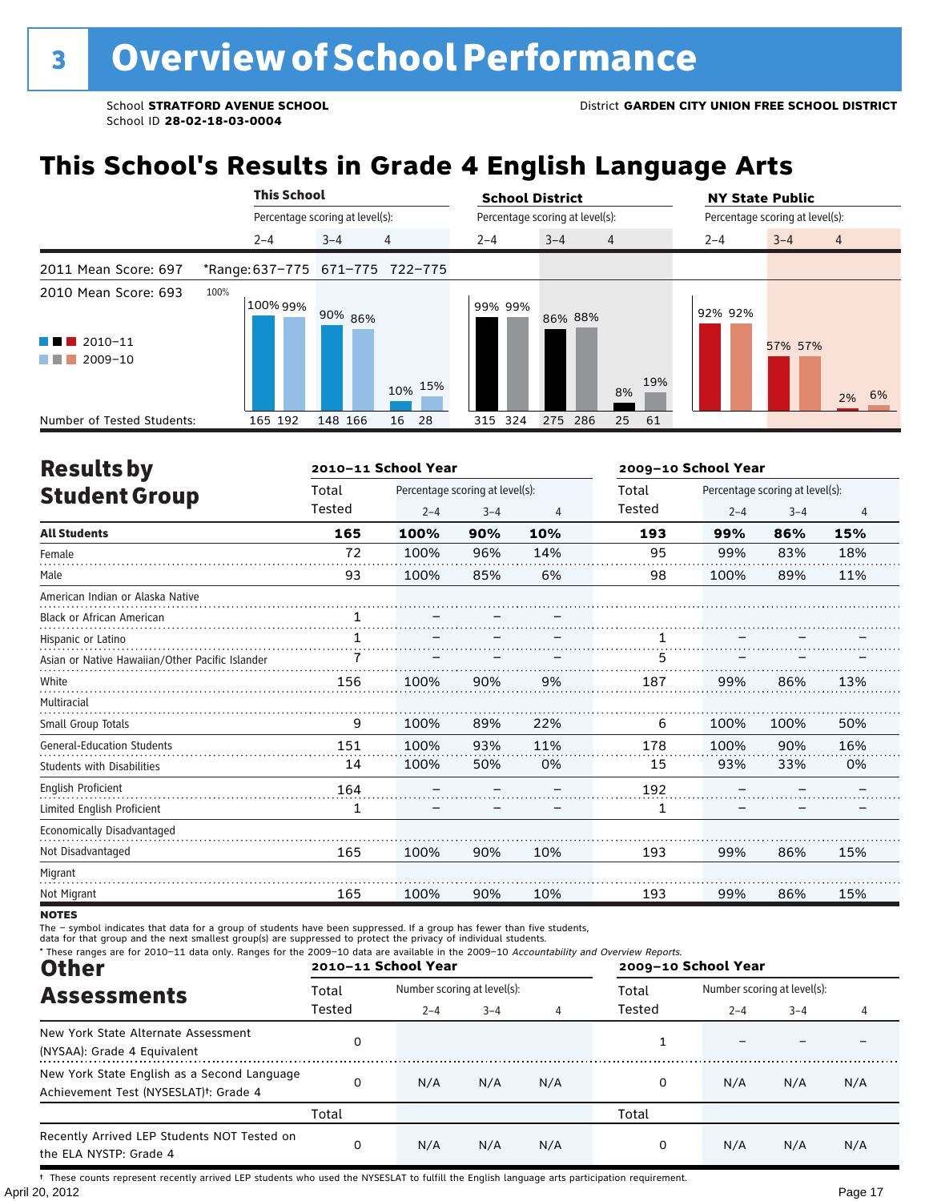# 3 Overview of School Performance

School **STRATFORD AVENUE SCHOOL**
School ID **28-02-18-03-0004**

District **GARDEN CITY UNION FREE SCHOOL DISTRICT**

## This School's Results in Grade 4 English Language Arts

| | This School | | | School District | | | NY State Public | | |
|---|---|---|---|---|---|---|---|---|---|
| Percentage scoring at level(s): | 2–4 | 3–4 | 4 | 2–4 | 3–4 | 4 | 2–4 | 3–4 | 4 |
| 2011 Mean Score: 697 | *Range: 637–775 | 671–775 | 722–775 | | | | | | |
| 2010 Mean Score: 693 | | | | | | | | | |
| 2010–11 | 100% | 90% | 10% | 99% | 86% | 8% | 92% | 57% | 2% |
| 2009–10 | 99% | 86% | 15% | 99% | 88% | 19% | 92% | 57% | 6% |
| Number of Tested Students (2010–11) | 165 | 148 | 16 | 315 | 275 | 25 | | | |
| Number of Tested Students (2009–10) | 192 | 166 | 28 | 324 | 286 | 61 | | | |

## Results by Student Group

| | 2010–11 School Year | | | | 2009–10 School Year | | | |
|---|---|---|---|---|---|---|---|---|
| | Total Tested | Percentage scoring at level(s): 2–4 | 3–4 | 4 | Total Tested | Percentage scoring at level(s): 2–4 | 3–4 | 4 |
| **All Students** | **165** | **100%** | **90%** | **10%** | **193** | **99%** | **86%** | **15%** |
| Female | 72 | 100% | 96% | 14% | 95 | 99% | 83% | 18% |
| Male | 93 | 100% | 85% | 6% | 98 | 100% | 89% | 11% |
| American Indian or Alaska Native | | | | | | | | |
| Black or African American | 1 | – | – | – | | | | |
| Hispanic or Latino | 1 | – | – | – | 1 | – | – | – |
| Asian or Native Hawaiian/Other Pacific Islander | 7 | – | – | – | 5 | – | – | – |
| White | 156 | 100% | 90% | 9% | 187 | 99% | 86% | 13% |
| Multiracial | | | | | | | | |
| Small Group Totals | 9 | 100% | 89% | 22% | 6 | 100% | 100% | 50% |
| General-Education Students | 151 | 100% | 93% | 11% | 178 | 100% | 90% | 16% |
| Students with Disabilities | 14 | 100% | 50% | 0% | 15 | 93% | 33% | 0% |
| English Proficient | 164 | – | – | – | 192 | – | – | – |
| Limited English Proficient | 1 | – | – | – | 1 | – | – | – |
| Economically Disadvantaged | | | | | | | | |
| Not Disadvantaged | 165 | 100% | 90% | 10% | 193 | 99% | 86% | 15% |
| Migrant | | | | | | | | |
| Not Migrant | 165 | 100% | 90% | 10% | 193 | 99% | 86% | 15% |

**NOTES**

The – symbol indicates that data for a group of students have been suppressed. If a group has fewer than five students, data for that group and the next smallest group(s) are suppressed to protect the privacy of individual students.

\* These ranges are for 2010–11 data only. Ranges for the 2009–10 data are available in the 2009–10 *Accountability and Overview Reports.*

## Other Assessments

| | 2010–11 School Year | | | | 2009–10 School Year | | | |
|---|---|---|---|---|---|---|---|---|
| | Total Tested | Number scoring at level(s): 2–4 | 3–4 | 4 | Total Tested | Number scoring at level(s): 2–4 | 3–4 | 4 |
| New York State Alternate Assessment (NYSAA): Grade 4 Equivalent | 0 | | | | 1 | – | – | – |
| New York State English as a Second Language Achievement Test (NYSESLAT)†: Grade 4 | 0 | N/A | N/A | N/A | 0 | N/A | N/A | N/A |
| | Total | | | | Total | | | |
| Recently Arrived LEP Students NOT Tested on the ELA NYSTP: Grade 4 | 0 | N/A | N/A | N/A | 0 | N/A | N/A | N/A |

† These counts represent recently arrived LEP students who used the NYSESLAT to fulfill the English language arts participation requirement.

April 20, 2012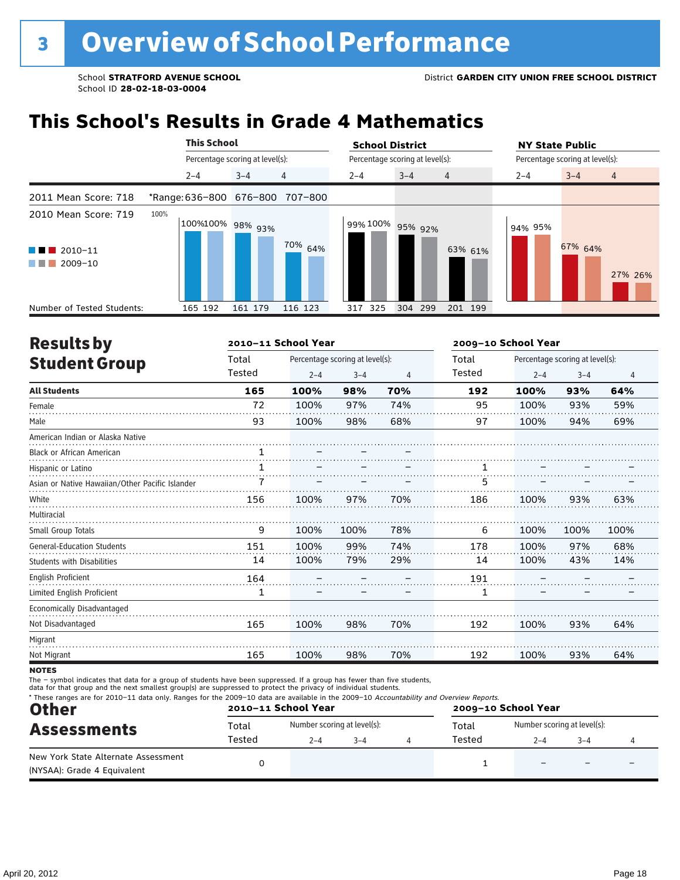# 3 Overview of School Performance

School **STRATFORD AVENUE SCHOOL**
School ID **28-02-18-03-0004**

District **GARDEN CITY UNION FREE SCHOOL DISTRICT**

## This School's Results in Grade 4 Mathematics

2011 Mean Score: 718 — *Range: 636–800 (2–4), 676–800 (3–4), 707–800 (4)

2010 Mean Score: 719

| | This School 2–4 | | This School 3–4 | | This School 4 | | School District 2–4 | | School District 3–4 | | School District 4 | | NY State Public 2–4 | | NY State Public 3–4 | | NY State Public 4 | |
|---|---|---|---|---|---|---|---|---|---|---|---|---|---|---|---|---|---|---|
| | 2010–11 | 2009–10 | 2010–11 | 2009–10 | 2010–11 | 2009–10 | 2010–11 | 2009–10 | 2010–11 | 2009–10 | 2010–11 | 2009–10 | 2010–11 | 2009–10 | 2010–11 | 2009–10 | 2010–11 | 2009–10 |
| Percentage scoring at level(s) | 100% | 100% | 98% | 93% | 70% | 64% | 99% | 100% | 95% | 92% | 63% | 61% | 94% | 95% | 67% | 64% | 27% | 26% |
| Number of Tested Students | 165 | 192 | 161 | 179 | 116 | 123 | 317 | 325 | 304 | 299 | 201 | 199 | | | | | | |

## Results by Student Group

| | 2010–11 Total Tested | 2010–11 2–4 | 2010–11 3–4 | 2010–11 4 | 2009–10 Total Tested | 2009–10 2–4 | 2009–10 3–4 | 2009–10 4 |
|---|---|---|---|---|---|---|---|---|
| **All Students** | **165** | **100%** | **98%** | **70%** | **192** | **100%** | **93%** | **64%** |
| Female | 72 | 100% | 97% | 74% | 95 | 100% | 93% | 59% |
| Male | 93 | 100% | 98% | 68% | 97 | 100% | 94% | 69% |
| American Indian or Alaska Native | | | | | | | | |
| Black or African American | 1 | – | – | – | | | | |
| Hispanic or Latino | 1 | – | – | – | 1 | – | – | – |
| Asian or Native Hawaiian/Other Pacific Islander | 7 | – | – | – | 5 | – | – | – |
| White | 156 | 100% | 97% | 70% | 186 | 100% | 93% | 63% |
| Multiracial | | | | | | | | |
| Small Group Totals | 9 | 100% | 100% | 78% | 6 | 100% | 100% | 100% |
| General-Education Students | 151 | 100% | 99% | 74% | 178 | 100% | 97% | 68% |
| Students with Disabilities | 14 | 100% | 79% | 29% | 14 | 100% | 43% | 14% |
| English Proficient | 164 | – | – | – | 191 | – | – | – |
| Limited English Proficient | 1 | – | – | – | 1 | – | – | – |
| Economically Disadvantaged | | | | | | | | |
| Not Disadvantaged | 165 | 100% | 98% | 70% | 192 | 100% | 93% | 64% |
| Migrant | | | | | | | | |
| Not Migrant | 165 | 100% | 98% | 70% | 192 | 100% | 93% | 64% |

**NOTES**

The – symbol indicates that data for a group of students have been suppressed. If a group has fewer than five students, data for that group and the next smallest group(s) are suppressed to protect the privacy of individual students.

* These ranges are for 2010–11 data only. Ranges for the 2009–10 data are available in the 2009–10 *Accountability and Overview Reports.*

## Other Assessments

| | 2010–11 Total Tested | 2010–11 2–4 | 2010–11 3–4 | 2010–11 4 | 2009–10 Total Tested | 2009–10 2–4 | 2009–10 3–4 | 2009–10 4 |
|---|---|---|---|---|---|---|---|---|
| New York State Alternate Assessment (NYSAA): Grade 4 Equivalent | 0 | | | | 1 | – | – | – |

(Other Assessments columns show number scoring at level(s).)

April 20, 2012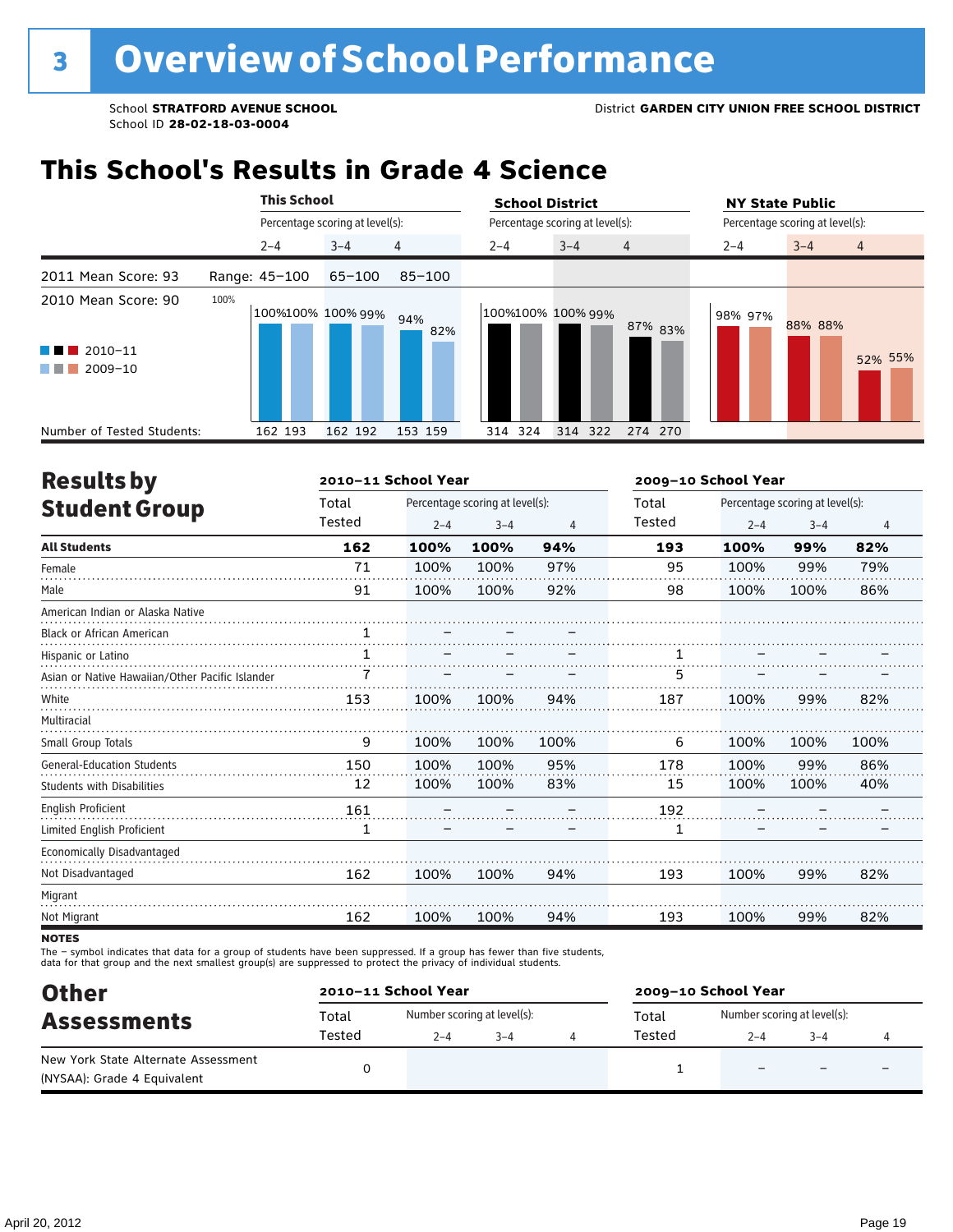# 3 Overview of School Performance

School **STRATFORD AVENUE SCHOOL**
School ID **28-02-18-03-0004**

District **GARDEN CITY UNION FREE SCHOOL DISTRICT**

## This School's Results in Grade 4 Science

| | This School 2–4 | This School 3–4 | This School 4 | School District 2–4 | School District 3–4 | School District 4 | NY State Public 2–4 | NY State Public 3–4 | NY State Public 4 |
|---|---|---|---|---|---|---|---|---|---|
| 2011 Mean Score: 93 | Range: 45–100 | 65–100 | 85–100 | | | | | | |
| 2010 Mean Score: 90 | | | | | | | | | |
| 2010–11 | 100% | 100% | 94% | 100% | 100% | 87% | 98% | 88% | 52% |
| 2009–10 | 100% | 99% | 82% | 100% | 99% | 83% | 97% | 88% | 55% |
| Number of Tested Students: 2010–11 | 162 | 162 | 153 | 314 | 314 | 274 | | | |
| Number of Tested Students: 2009–10 | 193 | 192 | 159 | 324 | 322 | 270 | | | |

## Results by Student Group

| | 2010–11 Total Tested | 2010–11 2–4 | 2010–11 3–4 | 2010–11 4 | 2009–10 Total Tested | 2009–10 2–4 | 2009–10 3–4 | 2009–10 4 |
|---|---|---|---|---|---|---|---|---|
| **All Students** | **162** | **100%** | **100%** | **94%** | **193** | **100%** | **99%** | **82%** |
| Female | 71 | 100% | 100% | 97% | 95 | 100% | 99% | 79% |
| Male | 91 | 100% | 100% | 92% | 98 | 100% | 100% | 86% |
| American Indian or Alaska Native | | | | | | | | |
| Black or African American | 1 | – | – | – | | | | |
| Hispanic or Latino | 1 | – | – | – | 1 | – | – | – |
| Asian or Native Hawaiian/Other Pacific Islander | 7 | – | – | – | 5 | – | – | – |
| White | 153 | 100% | 100% | 94% | 187 | 100% | 99% | 82% |
| Multiracial | | | | | | | | |
| Small Group Totals | 9 | 100% | 100% | 100% | 6 | 100% | 100% | 100% |
| General-Education Students | 150 | 100% | 100% | 95% | 178 | 100% | 99% | 86% |
| Students with Disabilities | 12 | 100% | 100% | 83% | 15 | 100% | 100% | 40% |
| English Proficient | 161 | – | – | – | 192 | – | – | – |
| Limited English Proficient | 1 | – | – | – | 1 | – | – | – |
| Economically Disadvantaged | | | | | | | | |
| Not Disadvantaged | 162 | 100% | 100% | 94% | 193 | 100% | 99% | 82% |
| Migrant | | | | | | | | |
| Not Migrant | 162 | 100% | 100% | 94% | 193 | 100% | 99% | 82% |

**NOTES**

The – symbol indicates that data for a group of students have been suppressed. If a group has fewer than five students, data for that group and the next smallest group(s) are suppressed to protect the privacy of individual students.

## Other Assessments

| | 2010–11 Total Tested | 2010–11 2–4 | 2010–11 3–4 | 2010–11 4 | 2009–10 Total Tested | 2009–10 2–4 | 2009–10 3–4 | 2009–10 4 |
|---|---|---|---|---|---|---|---|---|
| New York State Alternate Assessment (NYSAA): Grade 4 Equivalent | 0 | | | | 1 | – | – | – |

April 20, 2012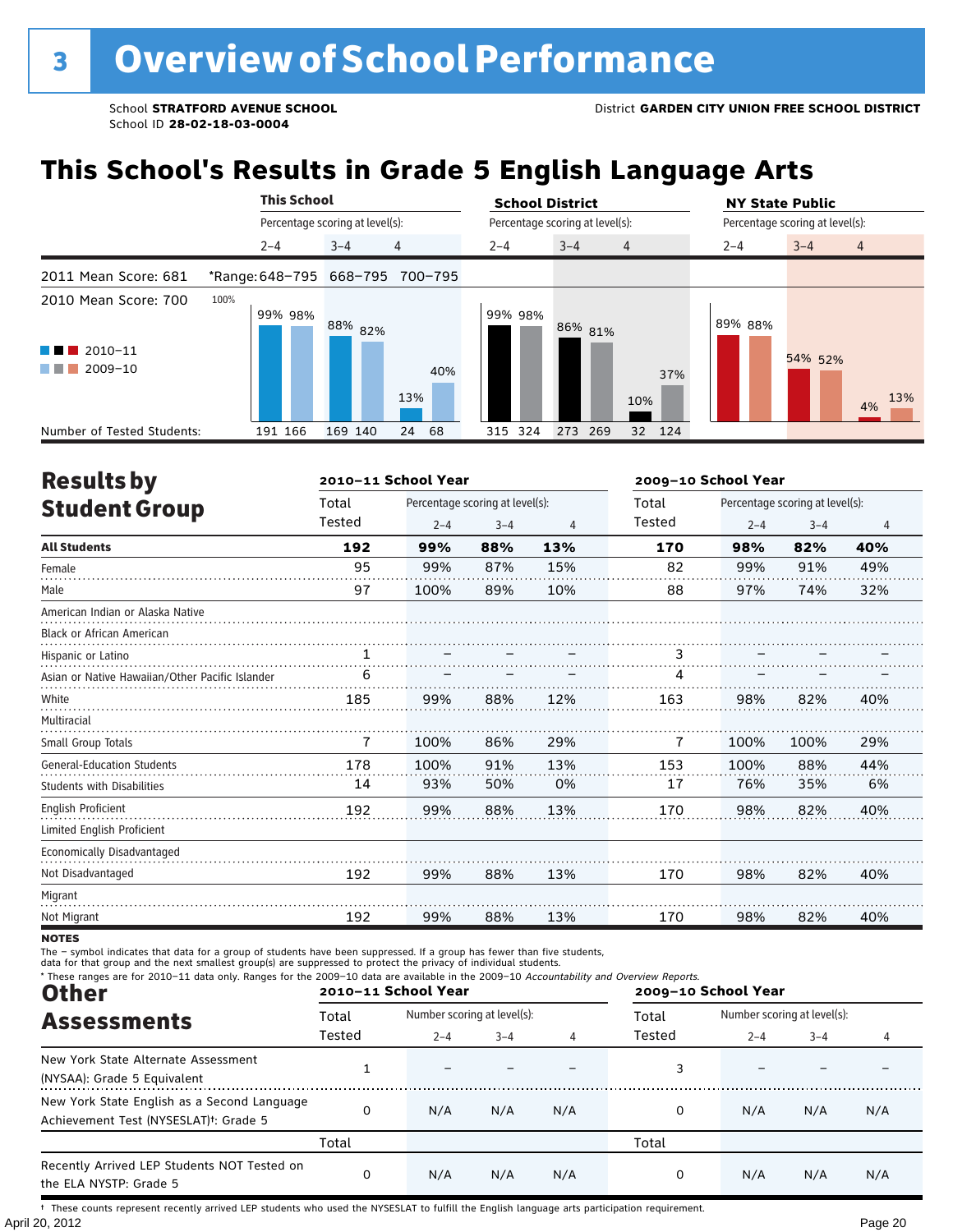# 3 Overview of School Performance

School **STRATFORD AVENUE SCHOOL**
School ID **28-02-18-03-0004**

District **GARDEN CITY UNION FREE SCHOOL DISTRICT**

## This School's Results in Grade 5 English Language Arts

| | This School | | | School District | | | NY State Public | | |
|---|---|---|---|---|---|---|---|---|---|
| | Percentage scoring at level(s): | | | Percentage scoring at level(s): | | | Percentage scoring at level(s): | | |
| | 2–4 | 3–4 | 4 | 2–4 | 3–4 | 4 | 2–4 | 3–4 | 4 |
| 2011 Mean Score: 681 / *Range: | 648–795 | 668–795 | 700–795 | | | | | | |
| 2010 Mean Score: 700 | | | | | | | | | |
| 2010–11 | 99% | 88% | 13% | 99% | 86% | 10% | 89% | 54% | 4% |
| 2009–10 | 98% | 82% | 40% | 98% | 81% | 37% | 88% | 52% | 13% |
| Number of Tested Students: 2010–11 | 191 | 169 | 24 | 315 | 273 | 32 | | | |
| Number of Tested Students: 2009–10 | 166 | 140 | 68 | 324 | 269 | 124 | | | |

## Results by Student Group

| | 2010–11 School Year | | | | 2009–10 School Year | | | |
|---|---|---|---|---|---|---|---|---|
| | Total Tested | Percentage scoring at level(s): 2–4 | 3–4 | 4 | Total Tested | Percentage scoring at level(s): 2–4 | 3–4 | 4 |
| **All Students** | **192** | **99%** | **88%** | **13%** | **170** | **98%** | **82%** | **40%** |
| Female | 95 | 99% | 87% | 15% | 82 | 99% | 91% | 49% |
| Male | 97 | 100% | 89% | 10% | 88 | 97% | 74% | 32% |
| American Indian or Alaska Native | | | | | | | | |
| Black or African American | | | | | | | | |
| Hispanic or Latino | 1 | – | – | – | 3 | – | – | – |
| Asian or Native Hawaiian/Other Pacific Islander | 6 | – | – | – | 4 | – | – | – |
| White | 185 | 99% | 88% | 12% | 163 | 98% | 82% | 40% |
| Multiracial | | | | | | | | |
| Small Group Totals | 7 | 100% | 86% | 29% | 7 | 100% | 100% | 29% |
| General-Education Students | 178 | 100% | 91% | 13% | 153 | 100% | 88% | 44% |
| Students with Disabilities | 14 | 93% | 50% | 0% | 17 | 76% | 35% | 6% |
| English Proficient | 192 | 99% | 88% | 13% | 170 | 98% | 82% | 40% |
| Limited English Proficient | | | | | | | | |
| Economically Disadvantaged | | | | | | | | |
| Not Disadvantaged | 192 | 99% | 88% | 13% | 170 | 98% | 82% | 40% |
| Migrant | | | | | | | | |
| Not Migrant | 192 | 99% | 88% | 13% | 170 | 98% | 82% | 40% |

**NOTES**

The – symbol indicates that data for a group of students have been suppressed. If a group has fewer than five students, data for that group and the next smallest group(s) are suppressed to protect the privacy of individual students.

* These ranges are for 2010–11 data only. Ranges for the 2009–10 data are available in the 2009–10 *Accountability and Overview Reports.*

## Other Assessments

| | 2010–11 School Year | | | | 2009–10 School Year | | | |
|---|---|---|---|---|---|---|---|---|
| | Total Tested | Number scoring at level(s): 2–4 | 3–4 | 4 | Total Tested | Number scoring at level(s): 2–4 | 3–4 | 4 |
| New York State Alternate Assessment (NYSAA): Grade 5 Equivalent | 1 | – | – | – | 3 | – | – | – |
| New York State English as a Second Language Achievement Test (NYSESLAT)†: Grade 5 | 0 | N/A | N/A | N/A | 0 | N/A | N/A | N/A |
| | Total | | | | Total | | | |
| Recently Arrived LEP Students NOT Tested on the ELA NYSTP: Grade 5 | 0 | N/A | N/A | N/A | 0 | N/A | N/A | N/A |

† These counts represent recently arrived LEP students who used the NYSESLAT to fulfill the English language arts participation requirement.

April 20, 2012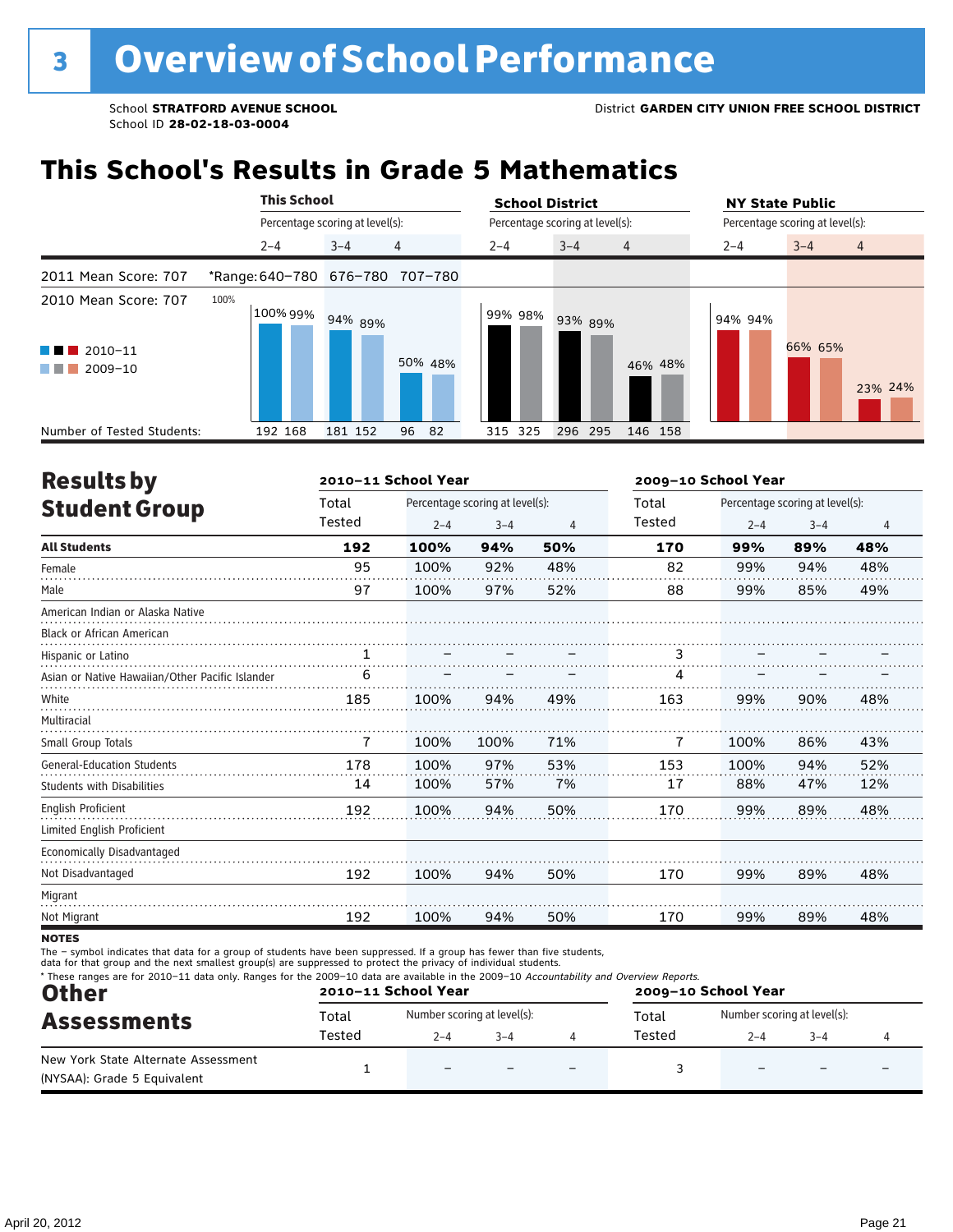# 3 Overview of School Performance

School **STRATFORD AVENUE SCHOOL**
School ID **28-02-18-03-0004**

District **GARDEN CITY UNION FREE SCHOOL DISTRICT**

## This School's Results in Grade 5 Mathematics

| | This School 2–4 | This School 3–4 | This School 4 | School District 2–4 | School District 3–4 | School District 4 | NY State Public 2–4 | NY State Public 3–4 | NY State Public 4 |
|---|---|---|---|---|---|---|---|---|---|
| 2011 Mean Score: 707 | *Range: 640–780 | 676–780 | 707–780 | | | | | | |
| 2010 Mean Score: 707 | | | | | | | | | |
| 2010–11 | 100% | 94% | 50% | 99% | 93% | 46% | 94% | 66% | 23% |
| 2009–10 | 99% | 89% | 48% | 98% | 89% | 48% | 94% | 65% | 24% |
| Number of Tested Students: 2010–11 | 192 | 181 | 96 | 315 | 296 | 146 | | | |
| Number of Tested Students: 2009–10 | 168 | 152 | 82 | 325 | 295 | 158 | | | |

## Results by Student Group

| | 2010–11 School Year | | | | 2009–10 School Year | | | |
|---|---|---|---|---|---|---|---|---|
| | Total Tested | Percentage scoring at level(s): 2–4 | 3–4 | 4 | Total Tested | Percentage scoring at level(s): 2–4 | 3–4 | 4 |
| **All Students** | **192** | **100%** | **94%** | **50%** | **170** | **99%** | **89%** | **48%** |
| Female | 95 | 100% | 92% | 48% | 82 | 99% | 94% | 48% |
| Male | 97 | 100% | 97% | 52% | 88 | 99% | 85% | 49% |
| American Indian or Alaska Native | | | | | | | | |
| Black or African American | | | | | | | | |
| Hispanic or Latino | 1 | – | – | – | 3 | – | – | – |
| Asian or Native Hawaiian/Other Pacific Islander | 6 | – | – | – | 4 | – | – | – |
| White | 185 | 100% | 94% | 49% | 163 | 99% | 90% | 48% |
| Multiracial | | | | | | | | |
| Small Group Totals | 7 | 100% | 100% | 71% | 7 | 100% | 86% | 43% |
| General-Education Students | 178 | 100% | 97% | 53% | 153 | 100% | 94% | 52% |
| Students with Disabilities | 14 | 100% | 57% | 7% | 17 | 88% | 47% | 12% |
| English Proficient | 192 | 100% | 94% | 50% | 170 | 99% | 89% | 48% |
| Limited English Proficient | | | | | | | | |
| Economically Disadvantaged | | | | | | | | |
| Not Disadvantaged | 192 | 100% | 94% | 50% | 170 | 99% | 89% | 48% |
| Migrant | | | | | | | | |
| Not Migrant | 192 | 100% | 94% | 50% | 170 | 99% | 89% | 48% |

**NOTES**

The – symbol indicates that data for a group of students have been suppressed. If a group has fewer than five students, data for that group and the next smallest group(s) are suppressed to protect the privacy of individual students.

* These ranges are for 2010–11 data only. Ranges for the 2009–10 data are available in the 2009–10 *Accountability and Overview Reports.*

## Other Assessments

| | 2010–11 School Year | | | | 2009–10 School Year | | | |
|---|---|---|---|---|---|---|---|---|
| | Total Tested | Number scoring at level(s): 2–4 | 3–4 | 4 | Total Tested | Number scoring at level(s): 2–4 | 3–4 | 4 |
| New York State Alternate Assessment (NYSAA): Grade 5 Equivalent | 1 | – | – | – | 3 | – | – | – |

April 20, 2012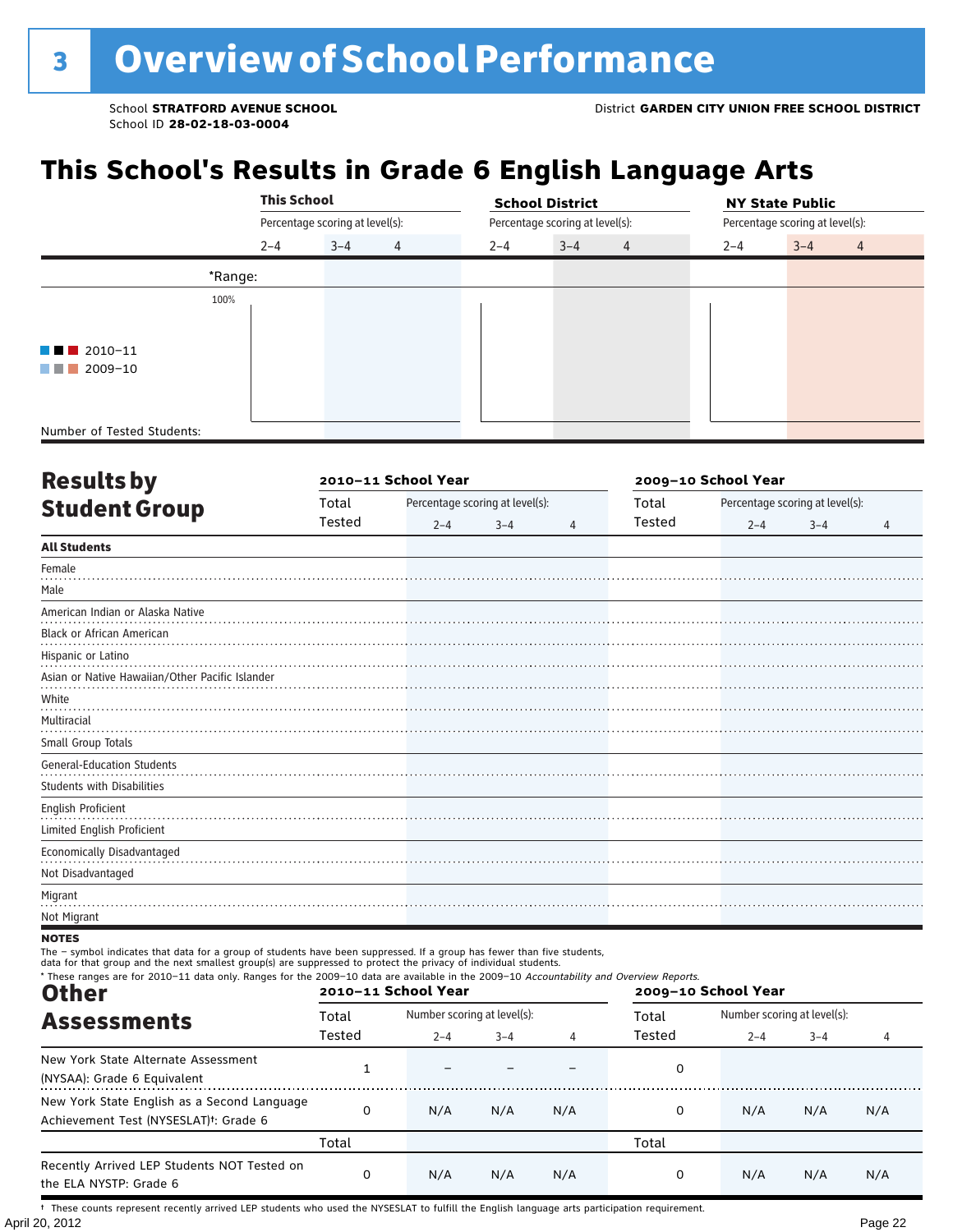# 3 Overview of School Performance

School **STRATFORD AVENUE SCHOOL**
School ID **28-02-18-03-0004**

District **GARDEN CITY UNION FREE SCHOOL DISTRICT**

## This School's Results in Grade 6 English Language Arts

| | This School | | | School District | | | NY State Public | | |
|---|---|---|---|---|---|---|---|---|---|
| | Percentage scoring at level(s): | | | Percentage scoring at level(s): | | | Percentage scoring at level(s): | | |
| | 2–4 | 3–4 | 4 | 2–4 | 3–4 | 4 | 2–4 | 3–4 | 4 |
| *Range: | | | | | | | | | |
| Number of Tested Students: | | | | | | | | | |

100%

■■■ 2010–11
■■■ 2009–10

## Results by Student Group

| | 2010–11 School Year | | | | 2009–10 School Year | | | |
|---|---|---|---|---|---|---|---|---|
| | Total Tested | Percentage scoring at level(s): 2–4 | 3–4 | 4 | Total Tested | Percentage scoring at level(s): 2–4 | 3–4 | 4 |
| **All Students** | | | | | | | | |
| Female | | | | | | | | |
| Male | | | | | | | | |
| American Indian or Alaska Native | | | | | | | | |
| Black or African American | | | | | | | | |
| Hispanic or Latino | | | | | | | | |
| Asian or Native Hawaiian/Other Pacific Islander | | | | | | | | |
| White | | | | | | | | |
| Multiracial | | | | | | | | |
| Small Group Totals | | | | | | | | |
| General-Education Students | | | | | | | | |
| Students with Disabilities | | | | | | | | |
| English Proficient | | | | | | | | |
| Limited English Proficient | | | | | | | | |
| Economically Disadvantaged | | | | | | | | |
| Not Disadvantaged | | | | | | | | |
| Migrant | | | | | | | | |
| Not Migrant | | | | | | | | |

**NOTES**

The – symbol indicates that data for a group of students have been suppressed. If a group has fewer than five students, data for that group and the next smallest group(s) are suppressed to protect the privacy of individual students.

\* These ranges are for 2010–11 data only. Ranges for the 2009–10 data are available in the 2009–10 *Accountability and Overview Reports*.

## Other Assessments

| | 2010–11 School Year | | | | 2009–10 School Year | | | |
|---|---|---|---|---|---|---|---|---|
| | Total Tested | Number scoring at level(s): 2–4 | 3–4 | 4 | Total Tested | Number scoring at level(s): 2–4 | 3–4 | 4 |
| New York State Alternate Assessment (NYSAA): Grade 6 Equivalent | 1 | – | – | – | 0 | | | |
| New York State English as a Second Language Achievement Test (NYSESLAT)†: Grade 6 | 0 | N/A | N/A | N/A | 0 | N/A | N/A | N/A |
| | Total | | | | Total | | | |
| Recently Arrived LEP Students NOT Tested on the ELA NYSTP: Grade 6 | 0 | N/A | N/A | N/A | 0 | N/A | N/A | N/A |

† These counts represent recently arrived LEP students who used the NYSESLAT to fulfill the English language arts participation requirement.

April 20, 2012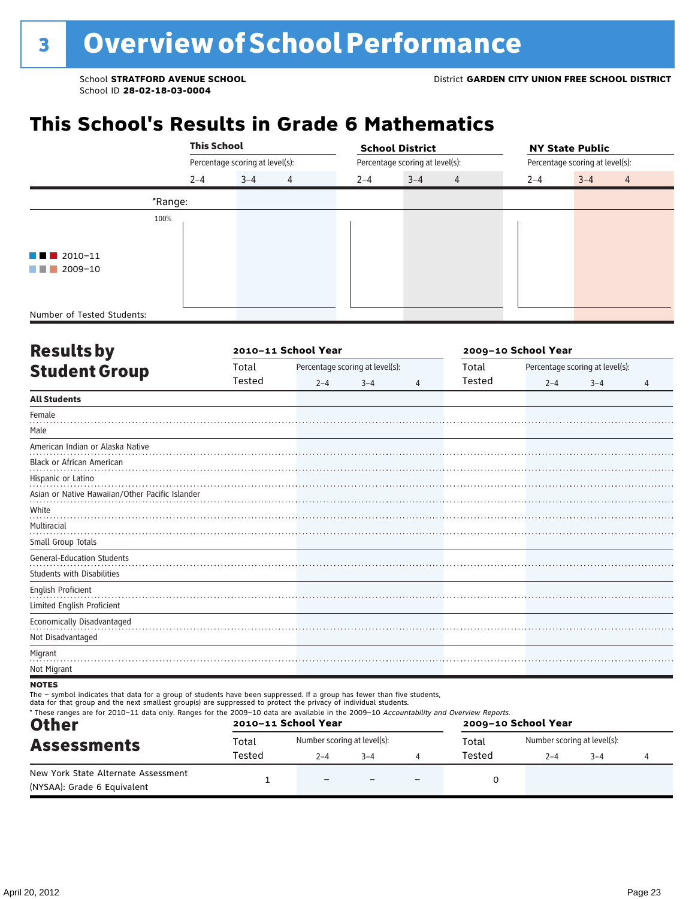# 3 Overview of School Performance

School **STRATFORD AVENUE SCHOOL**
School ID **28-02-18-03-0004**

District **GARDEN CITY UNION FREE SCHOOL DISTRICT**

## This School's Results in Grade 6 Mathematics

| | This School | | | School District | | | NY State Public | | |
|---|---|---|---|---|---|---|---|---|---|
| | Percentage scoring at level(s): | | | Percentage scoring at level(s): | | | Percentage scoring at level(s): | | |
| | 2–4 | 3–4 | 4 | 2–4 | 3–4 | 4 | 2–4 | 3–4 | 4 |
| *Range: | | | | | | | | | |

100%

2010–11
2009–10

Number of Tested Students:

## Results by Student Group

| | 2010–11 School Year | | | | 2009–10 School Year | | | |
|---|---|---|---|---|---|---|---|---|
| | Total Tested | Percentage scoring at level(s): 2–4 | 3–4 | 4 | Total Tested | Percentage scoring at level(s): 2–4 | 3–4 | 4 |
| **All Students** | | | | | | | | |
| Female | | | | | | | | |
| Male | | | | | | | | |
| American Indian or Alaska Native | | | | | | | | |
| Black or African American | | | | | | | | |
| Hispanic or Latino | | | | | | | | |
| Asian or Native Hawaiian/Other Pacific Islander | | | | | | | | |
| White | | | | | | | | |
| Multiracial | | | | | | | | |
| Small Group Totals | | | | | | | | |
| General-Education Students | | | | | | | | |
| Students with Disabilities | | | | | | | | |
| English Proficient | | | | | | | | |
| Limited English Proficient | | | | | | | | |
| Economically Disadvantaged | | | | | | | | |
| Not Disadvantaged | | | | | | | | |
| Migrant | | | | | | | | |
| Not Migrant | | | | | | | | |

**NOTES**

The – symbol indicates that data for a group of students have been suppressed. If a group has fewer than five students, data for that group and the next smallest group(s) are suppressed to protect the privacy of individual students.

\* These ranges are for 2010–11 data only. Ranges for the 2009–10 data are available in the 2009–10 *Accountability and Overview Reports.*

## Other Assessments

| | 2010–11 School Year | | | | 2009–10 School Year | | | |
|---|---|---|---|---|---|---|---|---|
| | Total Tested | Number scoring at level(s): 2–4 | 3–4 | 4 | Total Tested | Number scoring at level(s): 2–4 | 3–4 | 4 |
| New York State Alternate Assessment (NYSAA): Grade 6 Equivalent | 1 | – | – | – | 0 | | | |